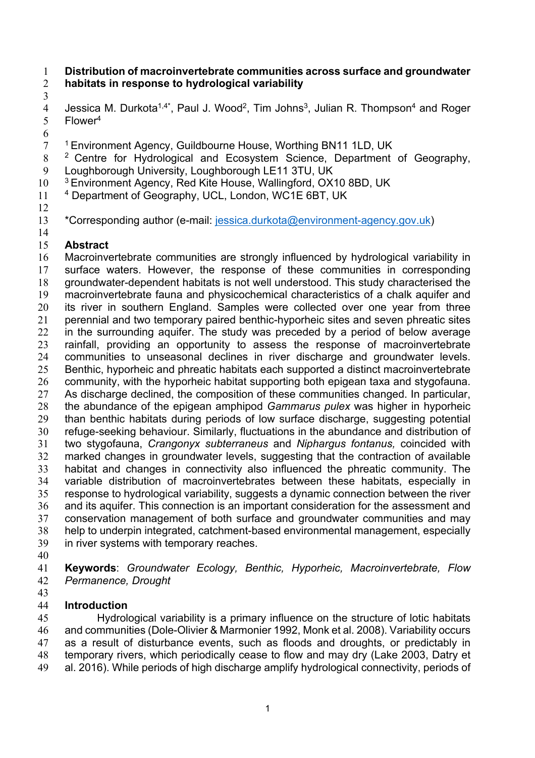# Distribution of macroinvertebrate communities across surface and groundwater habitats in response to hydrological variability

Jessica M. Durkota[1,4*], Paul J. Wood[2], Tim Johns[3], Julian R. Thompson[4] and Roger Flower[4]

[1] Environment Agency, Guildbourne House, Worthing BN11 1LD, UK
[2] Centre for Hydrological and Ecosystem Science, Department of Geography, Loughborough University, Loughborough LE11 3TU, UK
[3] Environment Agency, Red Kite House, Wallingford, OX10 8BD, UK
[4] Department of Geography, UCL, London, WC1E 6BT, UK

*Corresponding author (e-mail: jessica.durkota@environment-agency.gov.uk)

## Abstract

Macroinvertebrate communities are strongly influenced by hydrological variability in surface waters. However, the response of these communities in corresponding groundwater-dependent habitats is not well understood. This study characterised the macroinvertebrate fauna and physicochemical characteristics of a chalk aquifer and its river in southern England. Samples were collected over one year from three perennial and two temporary paired benthic-hyporheic sites and seven phreatic sites in the surrounding aquifer. The study was preceded by a period of below average rainfall, providing an opportunity to assess the response of macroinvertebrate communities to unseasonal declines in river discharge and groundwater levels. Benthic, hyporheic and phreatic habitats each supported a distinct macroinvertebrate community, with the hyporheic habitat supporting both epigean taxa and stygofauna. As discharge declined, the composition of these communities changed. In particular, the abundance of the epigean amphipod *Gammarus pulex* was higher in hyporheic than benthic habitats during periods of low surface discharge, suggesting potential refuge-seeking behaviour. Similarly, fluctuations in the abundance and distribution of two stygofauna, *Crangonyx subterraneus* and *Niphargus fontanus,* coincided with marked changes in groundwater levels, suggesting that the contraction of available habitat and changes in connectivity also influenced the phreatic community. The variable distribution of macroinvertebrates between these habitats, especially in response to hydrological variability, suggests a dynamic connection between the river and its aquifer. This connection is an important consideration for the assessment and conservation management of both surface and groundwater communities and may help to underpin integrated, catchment-based environmental management, especially in river systems with temporary reaches.

**Keywords**: *Groundwater Ecology, Benthic, Hyporheic, Macroinvertebrate, Flow Permanence, Drought*

## Introduction

Hydrological variability is a primary influence on the structure of lotic habitats and communities (Dole-Olivier & Marmonier 1992, Monk et al. 2008). Variability occurs as a result of disturbance events, such as floods and droughts, or predictably in temporary rivers, which periodically cease to flow and may dry (Lake 2003, Datry et al. 2016). While periods of high discharge amplify hydrological connectivity, periods of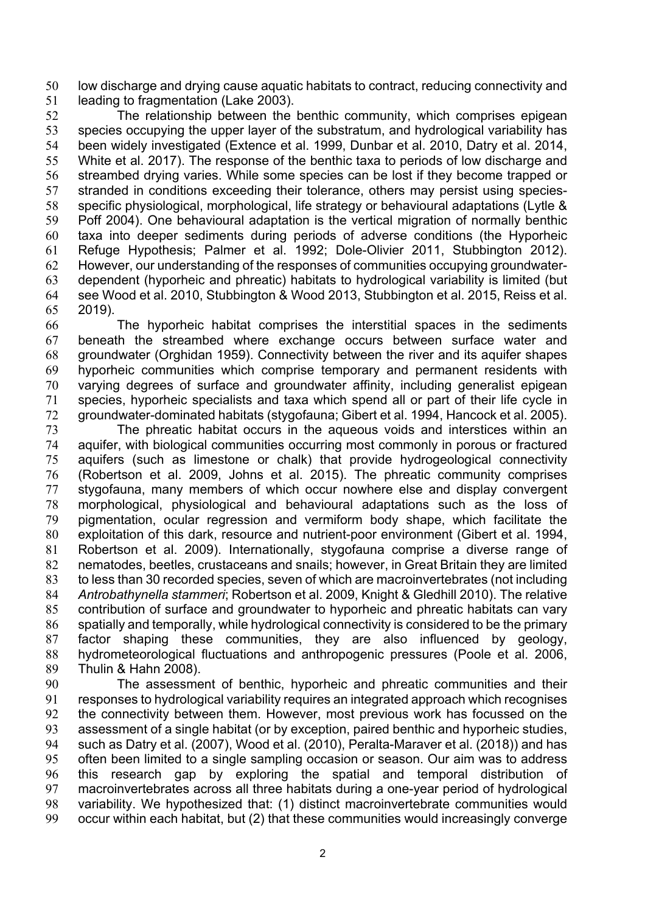low discharge and drying cause aquatic habitats to contract, reducing connectivity and leading to fragmentation (Lake 2003).

The relationship between the benthic community, which comprises epigean species occupying the upper layer of the substratum, and hydrological variability has been widely investigated (Extence et al. 1999, Dunbar et al. 2010, Datry et al. 2014, White et al. 2017). The response of the benthic taxa to periods of low discharge and streambed drying varies. While some species can be lost if they become trapped or stranded in conditions exceeding their tolerance, others may persist using species-specific physiological, morphological, life strategy or behavioural adaptations (Lytle & Poff 2004). One behavioural adaptation is the vertical migration of normally benthic taxa into deeper sediments during periods of adverse conditions (the Hyporheic Refuge Hypothesis; Palmer et al. 1992; Dole-Olivier 2011, Stubbington 2012). However, our understanding of the responses of communities occupying groundwater-dependent (hyporheic and phreatic) habitats to hydrological variability is limited (but see Wood et al. 2010, Stubbington & Wood 2013, Stubbington et al. 2015, Reiss et al. 2019).

The hyporheic habitat comprises the interstitial spaces in the sediments beneath the streambed where exchange occurs between surface water and groundwater (Orghidan 1959). Connectivity between the river and its aquifer shapes hyporheic communities which comprise temporary and permanent residents with varying degrees of surface and groundwater affinity, including generalist epigean species, hyporheic specialists and taxa which spend all or part of their life cycle in groundwater-dominated habitats (stygofauna; Gibert et al. 1994, Hancock et al. 2005).

The phreatic habitat occurs in the aqueous voids and interstices within an aquifer, with biological communities occurring most commonly in porous or fractured aquifers (such as limestone or chalk) that provide hydrogeological connectivity (Robertson et al. 2009, Johns et al. 2015). The phreatic community comprises stygofauna, many members of which occur nowhere else and display convergent morphological, physiological and behavioural adaptations such as the loss of pigmentation, ocular regression and vermiform body shape, which facilitate the exploitation of this dark, resource and nutrient-poor environment (Gibert et al. 1994, Robertson et al. 2009). Internationally, stygofauna comprise a diverse range of nematodes, beetles, crustaceans and snails; however, in Great Britain they are limited to less than 30 recorded species, seven of which are macroinvertebrates (not including *Antrobathynella stammeri*; Robertson et al. 2009, Knight & Gledhill 2010). The relative contribution of surface and groundwater to hyporheic and phreatic habitats can vary spatially and temporally, while hydrological connectivity is considered to be the primary factor shaping these communities, they are also influenced by geology, hydrometeorological fluctuations and anthropogenic pressures (Poole et al. 2006, Thulin & Hahn 2008).

The assessment of benthic, hyporheic and phreatic communities and their responses to hydrological variability requires an integrated approach which recognises the connectivity between them. However, most previous work has focussed on the assessment of a single habitat (or by exception, paired benthic and hyporheic studies, such as Datry et al. (2007), Wood et al. (2010), Peralta-Maraver et al. (2018)) and has often been limited to a single sampling occasion or season. Our aim was to address this research gap by exploring the spatial and temporal distribution of macroinvertebrates across all three habitats during a one-year period of hydrological variability. We hypothesized that: (1) distinct macroinvertebrate communities would occur within each habitat, but (2) that these communities would increasingly converge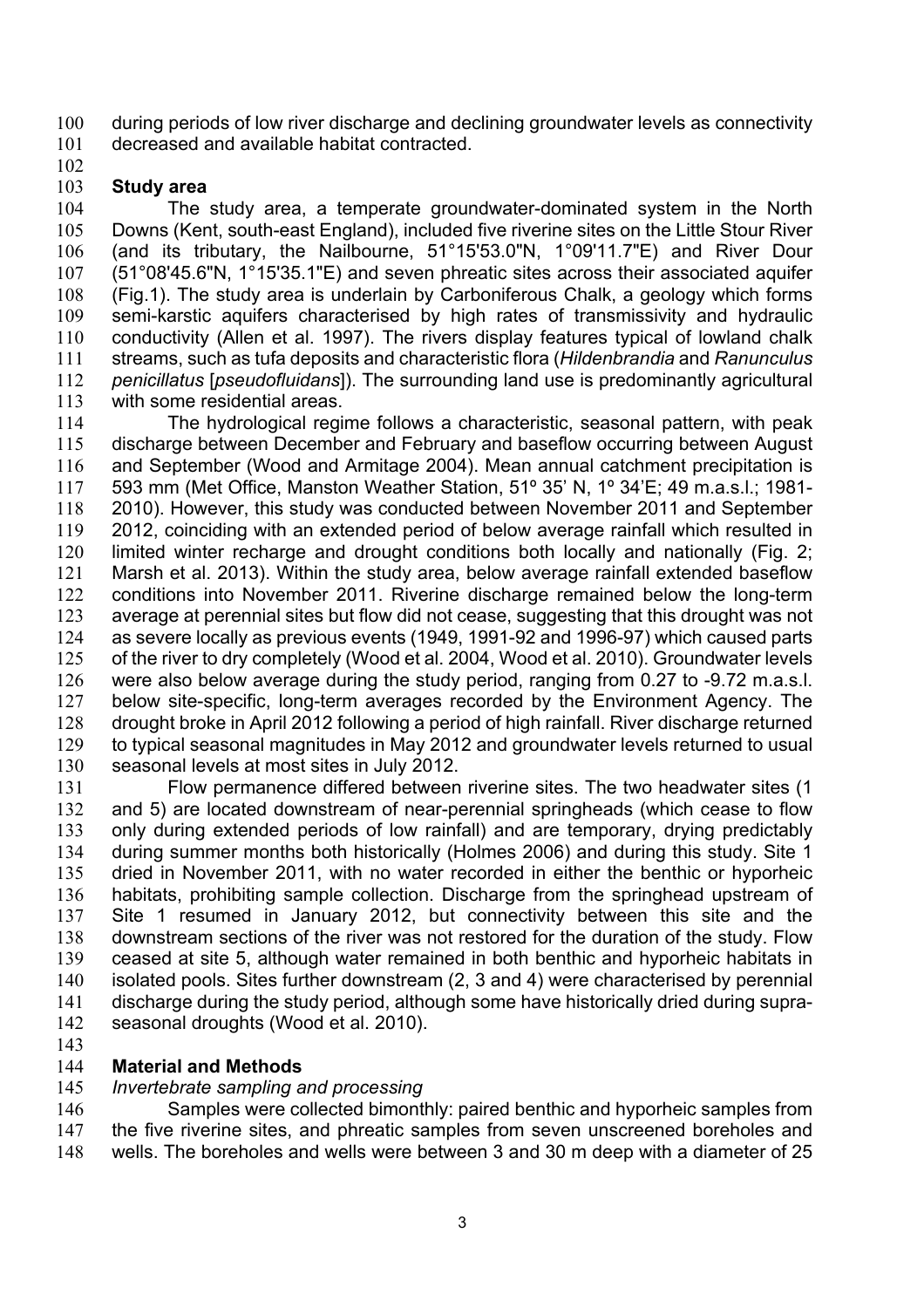during periods of low river discharge and declining groundwater levels as connectivity decreased and available habitat contracted.

## Study area

The study area, a temperate groundwater-dominated system in the North Downs (Kent, south-east England), included five riverine sites on the Little Stour River (and its tributary, the Nailbourne, 51°15'53.0"N, 1°09'11.7"E) and River Dour (51°08'45.6"N, 1°15'35.1"E) and seven phreatic sites across their associated aquifer (Fig.1). The study area is underlain by Carboniferous Chalk, a geology which forms semi-karstic aquifers characterised by high rates of transmissivity and hydraulic conductivity (Allen et al. 1997). The rivers display features typical of lowland chalk streams, such as tufa deposits and characteristic flora (*Hildenbrandia* and *Ranunculus penicillatus* [*pseudofluidans*]). The surrounding land use is predominantly agricultural with some residential areas.

The hydrological regime follows a characteristic, seasonal pattern, with peak discharge between December and February and baseflow occurring between August and September (Wood and Armitage 2004). Mean annual catchment precipitation is 593 mm (Met Office, Manston Weather Station, 51º 35' N, 1º 34'E; 49 m.a.s.l.; 1981-2010). However, this study was conducted between November 2011 and September 2012, coinciding with an extended period of below average rainfall which resulted in limited winter recharge and drought conditions both locally and nationally (Fig. 2; Marsh et al. 2013). Within the study area, below average rainfall extended baseflow conditions into November 2011. Riverine discharge remained below the long-term average at perennial sites but flow did not cease, suggesting that this drought was not as severe locally as previous events (1949, 1991-92 and 1996-97) which caused parts of the river to dry completely (Wood et al. 2004, Wood et al. 2010). Groundwater levels were also below average during the study period, ranging from 0.27 to -9.72 m.a.s.l. below site-specific, long-term averages recorded by the Environment Agency. The drought broke in April 2012 following a period of high rainfall. River discharge returned to typical seasonal magnitudes in May 2012 and groundwater levels returned to usual seasonal levels at most sites in July 2012.

Flow permanence differed between riverine sites. The two headwater sites (1 and 5) are located downstream of near-perennial springheads (which cease to flow only during extended periods of low rainfall) and are temporary, drying predictably during summer months both historically (Holmes 2006) and during this study. Site 1 dried in November 2011, with no water recorded in either the benthic or hyporheic habitats, prohibiting sample collection. Discharge from the springhead upstream of Site 1 resumed in January 2012, but connectivity between this site and the downstream sections of the river was not restored for the duration of the study. Flow ceased at site 5, although water remained in both benthic and hyporheic habitats in isolated pools. Sites further downstream (2, 3 and 4) were characterised by perennial discharge during the study period, although some have historically dried during supra-seasonal droughts (Wood et al. 2010).

## Material and Methods

### *Invertebrate sampling and processing*

Samples were collected bimonthly: paired benthic and hyporheic samples from the five riverine sites, and phreatic samples from seven unscreened boreholes and wells. The boreholes and wells were between 3 and 30 m deep with a diameter of 25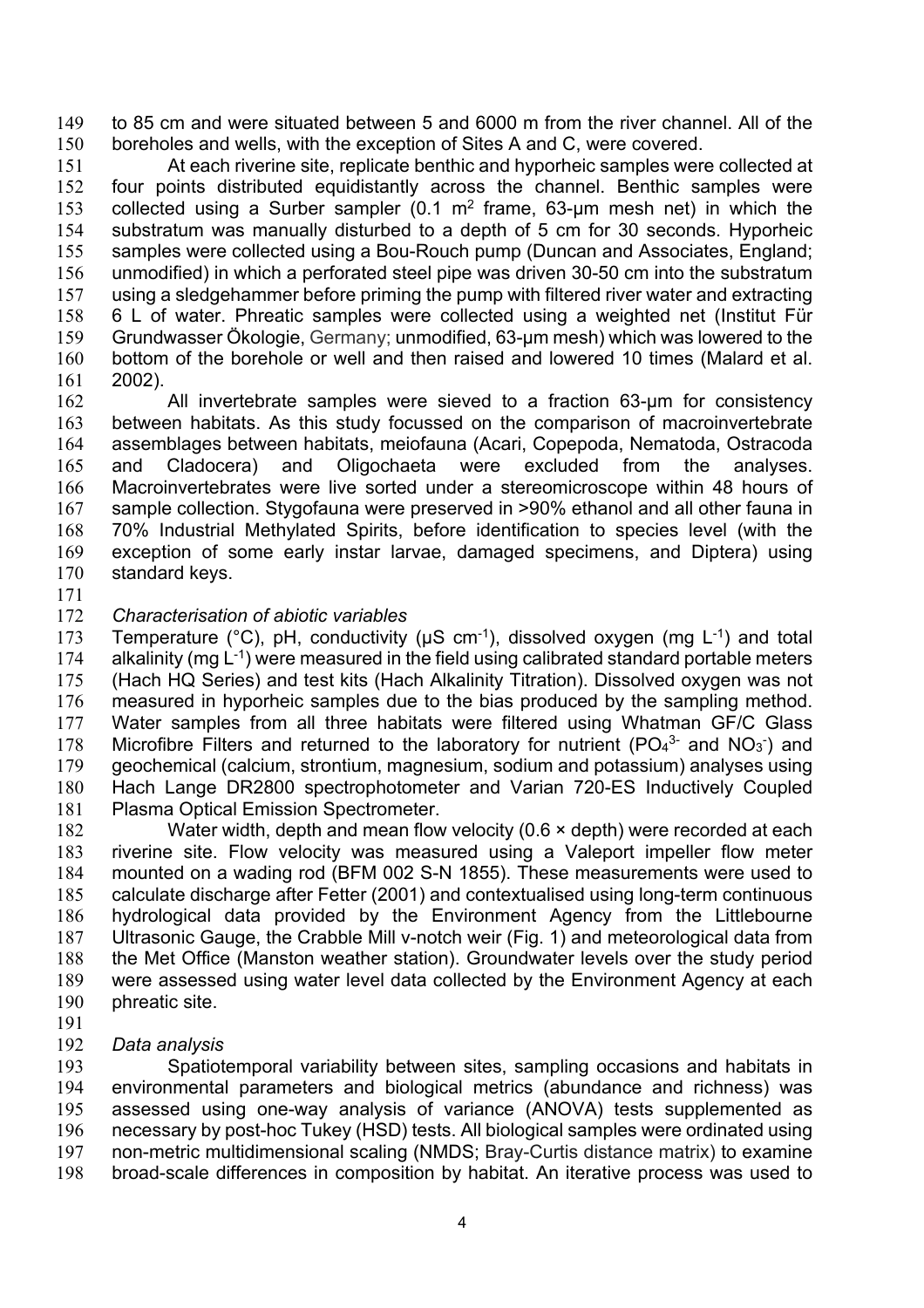to 85 cm and were situated between 5 and 6000 m from the river channel. All of the boreholes and wells, with the exception of Sites A and C, were covered.

At each riverine site, replicate benthic and hyporheic samples were collected at four points distributed equidistantly across the channel. Benthic samples were collected using a Surber sampler (0.1 $m^2$ frame, 63-μm mesh net) in which the substratum was manually disturbed to a depth of 5 cm for 30 seconds. Hyporheic samples were collected using a Bou-Rouch pump (Duncan and Associates, England; unmodified) in which a perforated steel pipe was driven 30-50 cm into the substratum using a sledgehammer before priming the pump with filtered river water and extracting 6 L of water. Phreatic samples were collected using a weighted net (Institut Für Grundwasser Ökologie, Germany; unmodified, 63-μm mesh) which was lowered to the bottom of the borehole or well and then raised and lowered 10 times (Malard et al. 2002).

All invertebrate samples were sieved to a fraction 63-μm for consistency between habitats. As this study focussed on the comparison of macroinvertebrate assemblages between habitats, meiofauna (Acari, Copepoda, Nematoda, Ostracoda and Cladocera) and Oligochaeta were excluded from the analyses. Macroinvertebrates were live sorted under a stereomicroscope within 48 hours of sample collection. Stygofauna were preserved in >90% ethanol and all other fauna in 70% Industrial Methylated Spirits, before identification to species level (with the exception of some early instar larvae, damaged specimens, and Diptera) using standard keys.

*Characterisation of abiotic variables*

Temperature (°C), pH, conductivity (μS $cm^{-1}$), dissolved oxygen (mg $L^{-1}$) and total alkalinity (mg $L^{-1}$) were measured in the field using calibrated standard portable meters (Hach HQ Series) and test kits (Hach Alkalinity Titration). Dissolved oxygen was not measured in hyporheic samples due to the bias produced by the sampling method. Water samples from all three habitats were filtered using Whatman GF/C Glass Microfibre Filters and returned to the laboratory for nutrient ($PO_4^{3-}$ and $NO_3^-$) and geochemical (calcium, strontium, magnesium, sodium and potassium) analyses using Hach Lange DR2800 spectrophotometer and Varian 720-ES Inductively Coupled Plasma Optical Emission Spectrometer.

Water width, depth and mean flow velocity (0.6 × depth) were recorded at each riverine site. Flow velocity was measured using a Valeport impeller flow meter mounted on a wading rod (BFM 002 S-N 1855). These measurements were used to calculate discharge after Fetter (2001) and contextualised using long-term continuous hydrological data provided by the Environment Agency from the Littlebourne Ultrasonic Gauge, the Crabble Mill v-notch weir (Fig. 1) and meteorological data from the Met Office (Manston weather station). Groundwater levels over the study period were assessed using water level data collected by the Environment Agency at each phreatic site.

*Data analysis*

Spatiotemporal variability between sites, sampling occasions and habitats in environmental parameters and biological metrics (abundance and richness) was assessed using one-way analysis of variance (ANOVA) tests supplemented as necessary by post-hoc Tukey (HSD) tests. All biological samples were ordinated using non-metric multidimensional scaling (NMDS; Bray-Curtis distance matrix) to examine broad-scale differences in composition by habitat. An iterative process was used to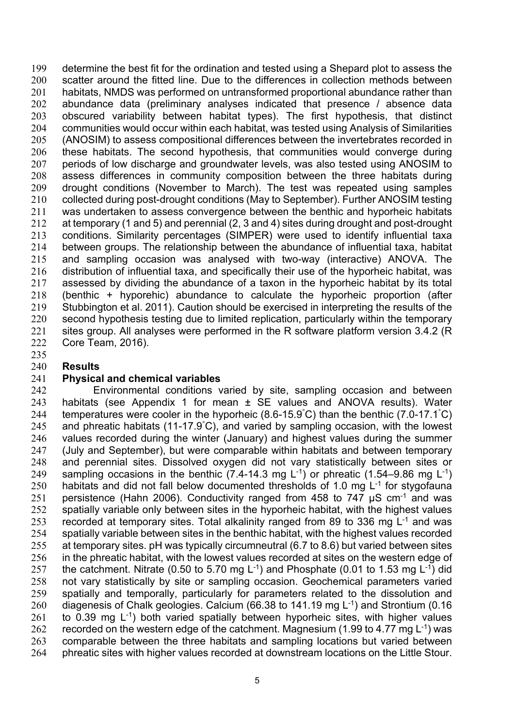determine the best fit for the ordination and tested using a Shepard plot to assess the scatter around the fitted line. Due to the differences in collection methods between habitats, NMDS was performed on untransformed proportional abundance rather than abundance data (preliminary analyses indicated that presence / absence data obscured variability between habitat types). The first hypothesis, that distinct communities would occur within each habitat, was tested using Analysis of Similarities (ANOSIM) to assess compositional differences between the invertebrates recorded in these habitats. The second hypothesis, that communities would converge during periods of low discharge and groundwater levels, was also tested using ANOSIM to assess differences in community composition between the three habitats during drought conditions (November to March). The test was repeated using samples collected during post-drought conditions (May to September). Further ANOSIM testing was undertaken to assess convergence between the benthic and hyporheic habitats at temporary (1 and 5) and perennial (2, 3 and 4) sites during drought and post-drought conditions. Similarity percentages (SIMPER) were used to identify influential taxa between groups. The relationship between the abundance of influential taxa, habitat and sampling occasion was analysed with two-way (interactive) ANOVA. The distribution of influential taxa, and specifically their use of the hyporheic habitat, was assessed by dividing the abundance of a taxon in the hyporheic habitat by its total (benthic + hyporehic) abundance to calculate the hyporheic proportion (after Stubbington et al. 2011). Caution should be exercised in interpreting the results of the second hypothesis testing due to limited replication, particularly within the temporary sites group. All analyses were performed in the R software platform version 3.4.2 (R Core Team, 2016).

## Results

### Physical and chemical variables

Environmental conditions varied by site, sampling occasion and between habitats (see Appendix 1 for mean ± SE values and ANOVA results). Water temperatures were cooler in the hyporheic (8.6-15.9°C) than the benthic (7.0-17.1°C) and phreatic habitats (11-17.9°C), and varied by sampling occasion, with the lowest values recorded during the winter (January) and highest values during the summer (July and September), but were comparable within habitats and between temporary and perennial sites. Dissolved oxygen did not vary statistically between sites or sampling occasions in the benthic (7.4-14.3 mg $L^{-1}$) or phreatic (1.54–9.86 mg $L^{-1}$) habitats and did not fall below documented thresholds of 1.0 mg $L^{-1}$ for stygofauna persistence (Hahn 2006). Conductivity ranged from 458 to 747 µS $cm^{-1}$ and was spatially variable only between sites in the hyporheic habitat, with the highest values recorded at temporary sites. Total alkalinity ranged from 89 to 336 mg $L^{-1}$ and was spatially variable between sites in the benthic habitat, with the highest values recorded at temporary sites. pH was typically circumneutral (6.7 to 8.6) but varied between sites in the phreatic habitat, with the lowest values recorded at sites on the western edge of the catchment. Nitrate (0.50 to 5.70 mg $L^{-1}$) and Phosphate (0.01 to 1.53 mg $L^{-1}$) did not vary statistically by site or sampling occasion. Geochemical parameters varied spatially and temporally, particularly for parameters related to the dissolution and diagenesis of Chalk geologies. Calcium (66.38 to 141.19 mg $L^{-1}$) and Strontium (0.16 to 0.39 mg $L^{-1}$) both varied spatially between hyporheic sites, with higher values recorded on the western edge of the catchment. Magnesium (1.99 to 4.77 mg $L^{-1}$) was comparable between the three habitats and sampling locations but varied between phreatic sites with higher values recorded at downstream locations on the Little Stour.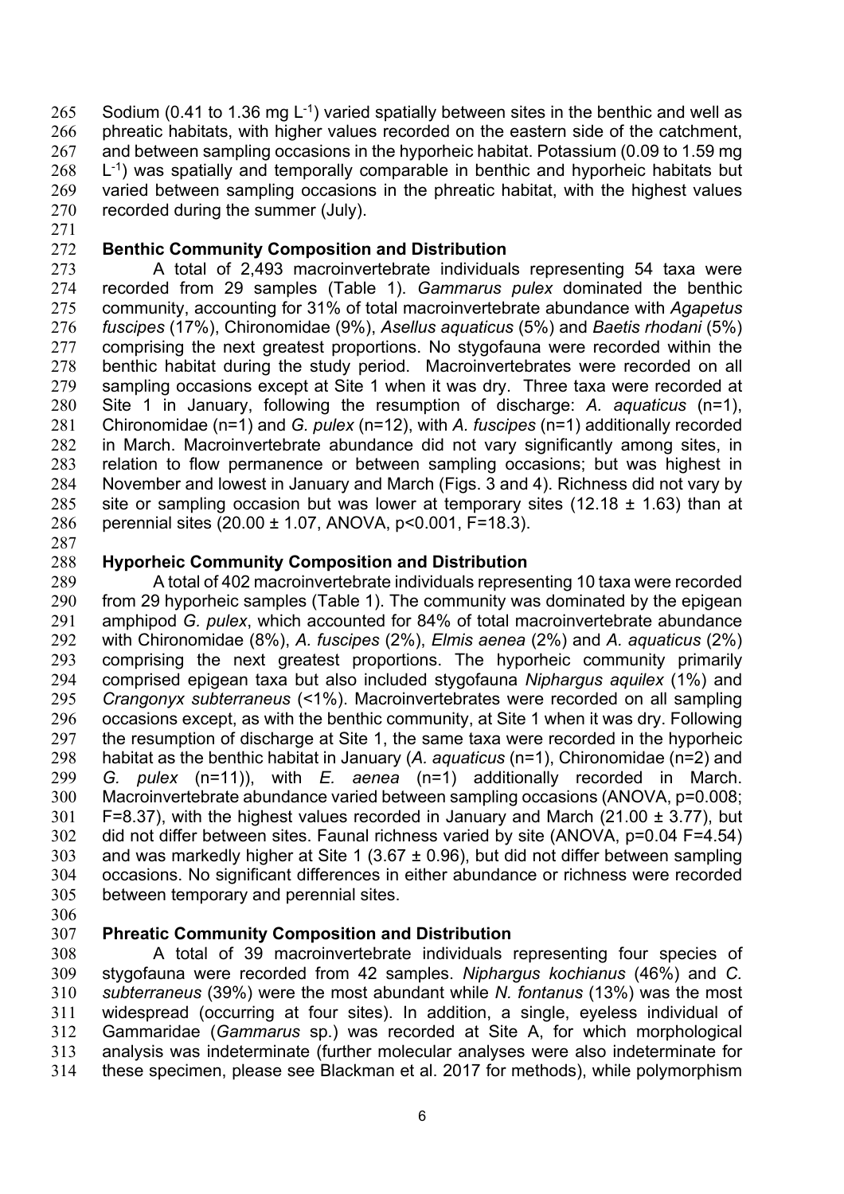Sodium (0.41 to 1.36 mg $L^{-1}$) varied spatially between sites in the benthic and well as phreatic habitats, with higher values recorded on the eastern side of the catchment, and between sampling occasions in the hyporheic habitat. Potassium (0.09 to 1.59 mg $L^{-1}$) was spatially and temporally comparable in benthic and hyporheic habitats but varied between sampling occasions in the phreatic habitat, with the highest values recorded during the summer (July).

## Benthic Community Composition and Distribution

A total of 2,493 macroinvertebrate individuals representing 54 taxa were recorded from 29 samples (Table 1). *Gammarus pulex* dominated the benthic community, accounting for 31% of total macroinvertebrate abundance with *Agapetus fuscipes* (17%), Chironomidae (9%), *Asellus aquaticus* (5%) and *Baetis rhodani* (5%) comprising the next greatest proportions. No stygofauna were recorded within the benthic habitat during the study period. Macroinvertebrates were recorded on all sampling occasions except at Site 1 when it was dry. Three taxa were recorded at Site 1 in January, following the resumption of discharge: *A. aquaticus* (n=1), Chironomidae (n=1) and *G. pulex* (n=12), with *A. fuscipes* (n=1) additionally recorded in March. Macroinvertebrate abundance did not vary significantly among sites, in relation to flow permanence or between sampling occasions; but was highest in November and lowest in January and March (Figs. 3 and 4). Richness did not vary by site or sampling occasion but was lower at temporary sites (12.18 ± 1.63) than at perennial sites (20.00 ± 1.07, ANOVA, $p<0.001$, $F=18.3$).

## Hyporheic Community Composition and Distribution

A total of 402 macroinvertebrate individuals representing 10 taxa were recorded from 29 hyporheic samples (Table 1). The community was dominated by the epigean amphipod *G. pulex*, which accounted for 84% of total macroinvertebrate abundance with Chironomidae (8%), *A. fuscipes* (2%), *Elmis aenea* (2%) and *A. aquaticus* (2%) comprising the next greatest proportions. The hyporheic community primarily comprised epigean taxa but also included stygofauna *Niphargus aquilex* (1%) and *Crangonyx subterraneus* (<1%). Macroinvertebrates were recorded on all sampling occasions except, as with the benthic community, at Site 1 when it was dry. Following the resumption of discharge at Site 1, the same taxa were recorded in the hyporheic habitat as the benthic habitat in January (*A. aquaticus* (n=1), Chironomidae (n=2) and *G. pulex* (n=11)), with *E. aenea* (n=1) additionally recorded in March. Macroinvertebrate abundance varied between sampling occasions (ANOVA, $p=0.008$; $F=8.37$), with the highest values recorded in January and March (21.00 ± 3.77), but did not differ between sites. Faunal richness varied by site (ANOVA, $p=0.04$ $F=4.54$) and was markedly higher at Site 1 (3.67 ± 0.96), but did not differ between sampling occasions. No significant differences in either abundance or richness were recorded between temporary and perennial sites.

## Phreatic Community Composition and Distribution

A total of 39 macroinvertebrate individuals representing four species of stygofauna were recorded from 42 samples. *Niphargus kochianus* (46%) and *C. subterraneus* (39%) were the most abundant while *N. fontanus* (13%) was the most widespread (occurring at four sites). In addition, a single, eyeless individual of Gammaridae (*Gammarus* sp.) was recorded at Site A, for which morphological analysis was indeterminate (further molecular analyses were also indeterminate for these specimen, please see Blackman et al. 2017 for methods), while polymorphism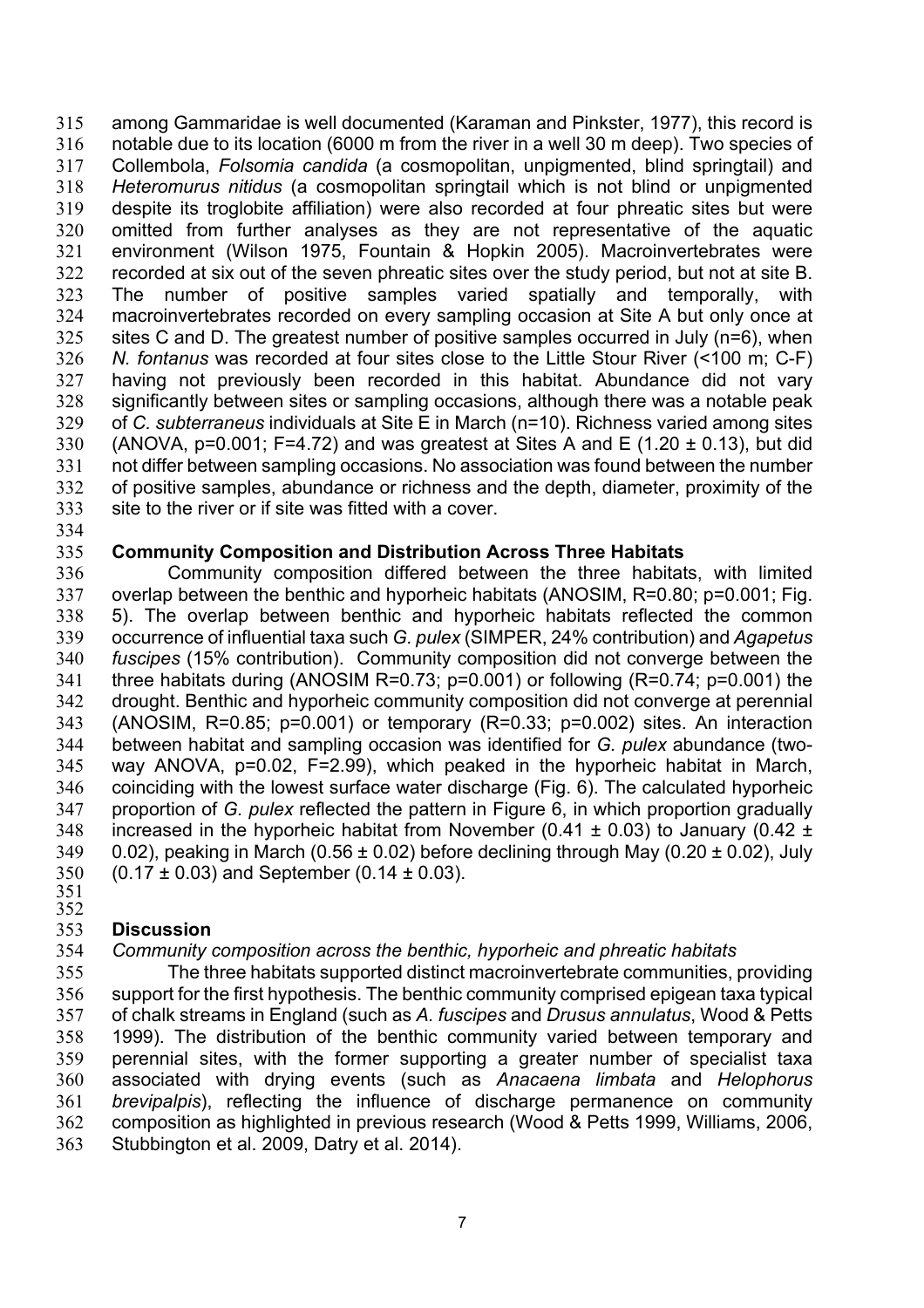among Gammaridae is well documented (Karaman and Pinkster, 1977), this record is notable due to its location (6000 m from the river in a well 30 m deep). Two species of Collembola, *Folsomia candida* (a cosmopolitan, unpigmented, blind springtail) and *Heteromurus nitidus* (a cosmopolitan springtail which is not blind or unpigmented despite its troglobite affiliation) were also recorded at four phreatic sites but were omitted from further analyses as they are not representative of the aquatic environment (Wilson 1975, Fountain & Hopkin 2005). Macroinvertebrates were recorded at six out of the seven phreatic sites over the study period, but not at site B. The number of positive samples varied spatially and temporally, with macroinvertebrates recorded on every sampling occasion at Site A but only once at sites C and D. The greatest number of positive samples occurred in July (n=6), when *N. fontanus* was recorded at four sites close to the Little Stour River (<100 m; C-F) having not previously been recorded in this habitat. Abundance did not vary significantly between sites or sampling occasions, although there was a notable peak of *C. subterraneus* individuals at Site E in March (n=10). Richness varied among sites (ANOVA, $p=0.001$; $F=4.72$) and was greatest at Sites A and E ($1.20 \pm 0.13$), but did not differ between sampling occasions. No association was found between the number of positive samples, abundance or richness and the depth, diameter, proximity of the site to the river or if site was fitted with a cover.

### Community Composition and Distribution Across Three Habitats

Community composition differed between the three habitats, with limited overlap between the benthic and hyporheic habitats (ANOSIM, $R=0.80$; $p=0.001$; Fig. 5). The overlap between benthic and hyporheic habitats reflected the common occurrence of influential taxa such *G. pulex* (SIMPER, 24% contribution) and *Agapetus fuscipes* (15% contribution). Community composition did not converge between the three habitats during (ANOSIM $R=0.73$; $p=0.001$) or following ($R=0.74$; $p=0.001$) the drought. Benthic and hyporheic community composition did not converge at perennial (ANOSIM, $R=0.85$; $p=0.001$) or temporary ($R=0.33$; $p=0.002$) sites. An interaction between habitat and sampling occasion was identified for *G. pulex* abundance (two-way ANOVA, $p=0.02$, $F=2.99$), which peaked in the hyporheic habitat in March, coinciding with the lowest surface water discharge (Fig. 6). The calculated hyporheic proportion of *G. pulex* reflected the pattern in Figure 6, in which proportion gradually increased in the hyporheic habitat from November ($0.41 \pm 0.03$) to January ($0.42 \pm 0.02$), peaking in March ($0.56 \pm 0.02$) before declining through May ($0.20 \pm 0.02$), July ($0.17 \pm 0.03$) and September ($0.14 \pm 0.03$).

## Discussion

*Community composition across the benthic, hyporheic and phreatic habitats*

The three habitats supported distinct macroinvertebrate communities, providing support for the first hypothesis. The benthic community comprised epigean taxa typical of chalk streams in England (such as *A. fuscipes* and *Drusus annulatus*, Wood & Petts 1999). The distribution of the benthic community varied between temporary and perennial sites, with the former supporting a greater number of specialist taxa associated with drying events (such as *Anacaena limbata* and *Helophorus brevipalpis*), reflecting the influence of discharge permanence on community composition as highlighted in previous research (Wood & Petts 1999, Williams, 2006, Stubbington et al. 2009, Datry et al. 2014).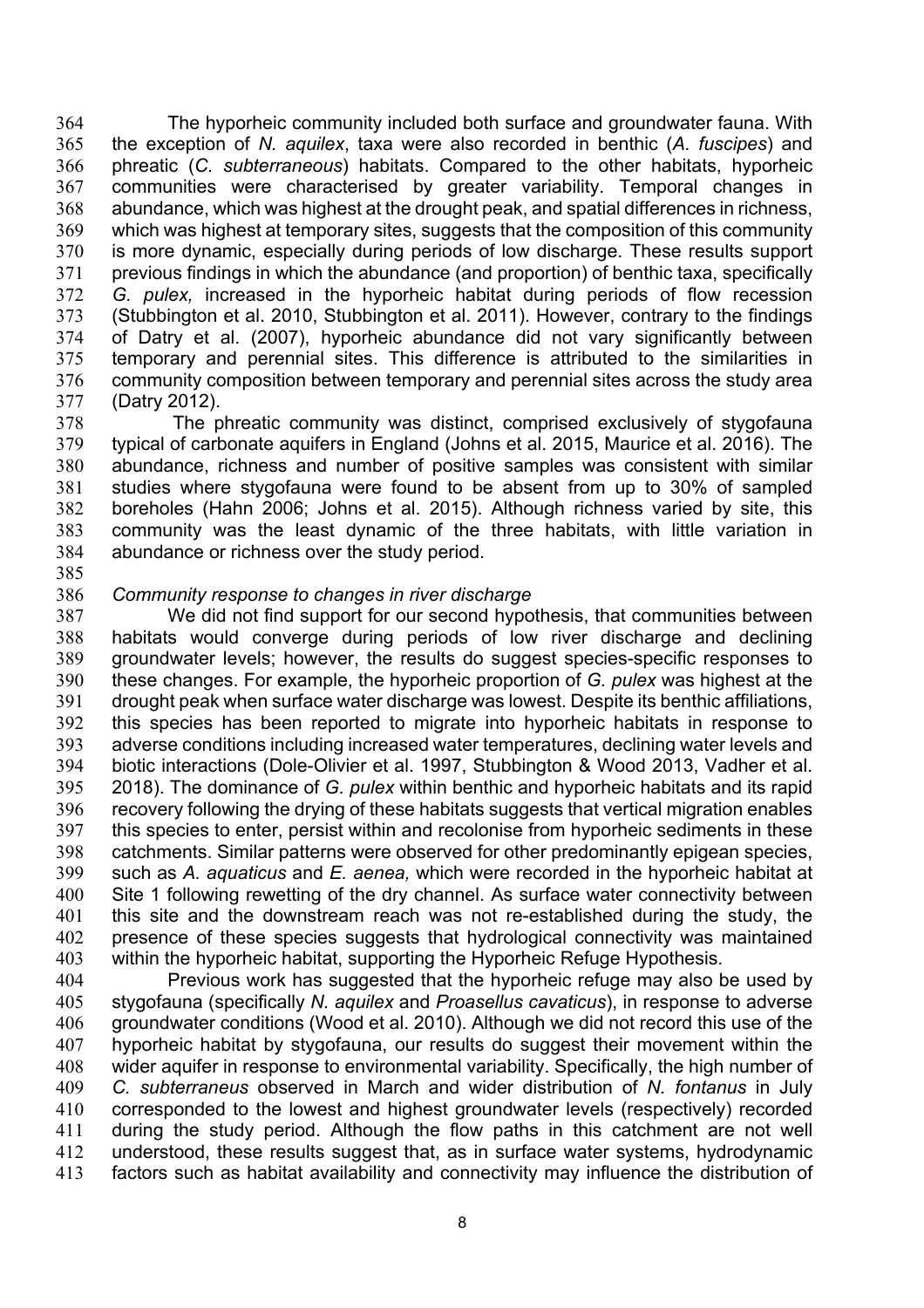The hyporheic community included both surface and groundwater fauna. With the exception of *N. aquilex*, taxa were also recorded in benthic (*A. fuscipes*) and phreatic (*C. subterraneous*) habitats. Compared to the other habitats, hyporheic communities were characterised by greater variability. Temporal changes in abundance, which was highest at the drought peak, and spatial differences in richness, which was highest at temporary sites, suggests that the composition of this community is more dynamic, especially during periods of low discharge. These results support previous findings in which the abundance (and proportion) of benthic taxa, specifically *G. pulex,* increased in the hyporheic habitat during periods of flow recession (Stubbington et al. 2010, Stubbington et al. 2011). However, contrary to the findings of Datry et al. (2007), hyporheic abundance did not vary significantly between temporary and perennial sites. This difference is attributed to the similarities in community composition between temporary and perennial sites across the study area (Datry 2012).

The phreatic community was distinct, comprised exclusively of stygofauna typical of carbonate aquifers in England (Johns et al. 2015, Maurice et al. 2016). The abundance, richness and number of positive samples was consistent with similar studies where stygofauna were found to be absent from up to 30% of sampled boreholes (Hahn 2006; Johns et al. 2015). Although richness varied by site, this community was the least dynamic of the three habitats, with little variation in abundance or richness over the study period.

*Community response to changes in river discharge*

We did not find support for our second hypothesis, that communities between habitats would converge during periods of low river discharge and declining groundwater levels; however, the results do suggest species-specific responses to these changes. For example, the hyporheic proportion of *G. pulex* was highest at the drought peak when surface water discharge was lowest. Despite its benthic affiliations, this species has been reported to migrate into hyporheic habitats in response to adverse conditions including increased water temperatures, declining water levels and biotic interactions (Dole-Olivier et al. 1997, Stubbington & Wood 2013, Vadher et al. 2018). The dominance of *G. pulex* within benthic and hyporheic habitats and its rapid recovery following the drying of these habitats suggests that vertical migration enables this species to enter, persist within and recolonise from hyporheic sediments in these catchments. Similar patterns were observed for other predominantly epigean species, such as *A. aquaticus* and *E. aenea,* which were recorded in the hyporheic habitat at Site 1 following rewetting of the dry channel. As surface water connectivity between this site and the downstream reach was not re-established during the study, the presence of these species suggests that hydrological connectivity was maintained within the hyporheic habitat, supporting the Hyporheic Refuge Hypothesis.

Previous work has suggested that the hyporheic refuge may also be used by stygofauna (specifically *N. aquilex* and *Proasellus cavaticus*), in response to adverse groundwater conditions (Wood et al. 2010). Although we did not record this use of the hyporheic habitat by stygofauna, our results do suggest their movement within the wider aquifer in response to environmental variability. Specifically, the high number of *C. subterraneus* observed in March and wider distribution of *N. fontanus* in July corresponded to the lowest and highest groundwater levels (respectively) recorded during the study period. Although the flow paths in this catchment are not well understood, these results suggest that, as in surface water systems, hydrodynamic factors such as habitat availability and connectivity may influence the distribution of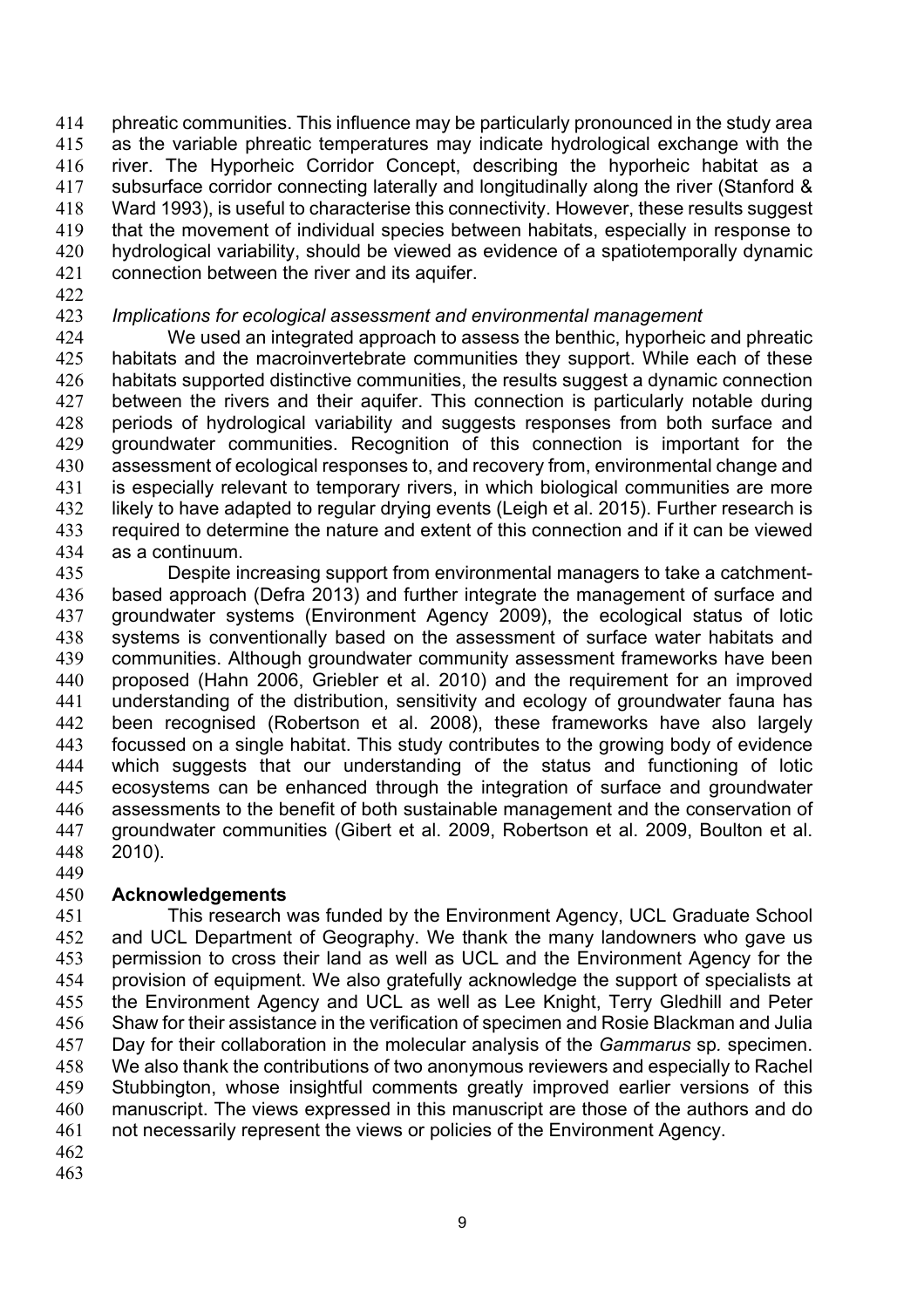phreatic communities. This influence may be particularly pronounced in the study area as the variable phreatic temperatures may indicate hydrological exchange with the river. The Hyporheic Corridor Concept, describing the hyporheic habitat as a subsurface corridor connecting laterally and longitudinally along the river (Stanford & Ward 1993), is useful to characterise this connectivity. However, these results suggest that the movement of individual species between habitats, especially in response to hydrological variability, should be viewed as evidence of a spatiotemporally dynamic connection between the river and its aquifer.

*Implications for ecological assessment and environmental management*

We used an integrated approach to assess the benthic, hyporheic and phreatic habitats and the macroinvertebrate communities they support. While each of these habitats supported distinctive communities, the results suggest a dynamic connection between the rivers and their aquifer. This connection is particularly notable during periods of hydrological variability and suggests responses from both surface and groundwater communities. Recognition of this connection is important for the assessment of ecological responses to, and recovery from, environmental change and is especially relevant to temporary rivers, in which biological communities are more likely to have adapted to regular drying events (Leigh et al. 2015). Further research is required to determine the nature and extent of this connection and if it can be viewed as a continuum.

Despite increasing support from environmental managers to take a catchment-based approach (Defra 2013) and further integrate the management of surface and groundwater systems (Environment Agency 2009), the ecological status of lotic systems is conventionally based on the assessment of surface water habitats and communities. Although groundwater community assessment frameworks have been proposed (Hahn 2006, Griebler et al. 2010) and the requirement for an improved understanding of the distribution, sensitivity and ecology of groundwater fauna has been recognised (Robertson et al. 2008), these frameworks have also largely focussed on a single habitat. This study contributes to the growing body of evidence which suggests that our understanding of the status and functioning of lotic ecosystems can be enhanced through the integration of surface and groundwater assessments to the benefit of both sustainable management and the conservation of groundwater communities (Gibert et al. 2009, Robertson et al. 2009, Boulton et al. 2010).

## Acknowledgements

This research was funded by the Environment Agency, UCL Graduate School and UCL Department of Geography. We thank the many landowners who gave us permission to cross their land as well as UCL and the Environment Agency for the provision of equipment. We also gratefully acknowledge the support of specialists at the Environment Agency and UCL as well as Lee Knight, Terry Gledhill and Peter Shaw for their assistance in the verification of specimen and Rosie Blackman and Julia Day for their collaboration in the molecular analysis of the *Gammarus* sp. specimen. We also thank the contributions of two anonymous reviewers and especially to Rachel Stubbington, whose insightful comments greatly improved earlier versions of this manuscript. The views expressed in this manuscript are those of the authors and do not necessarily represent the views or policies of the Environment Agency.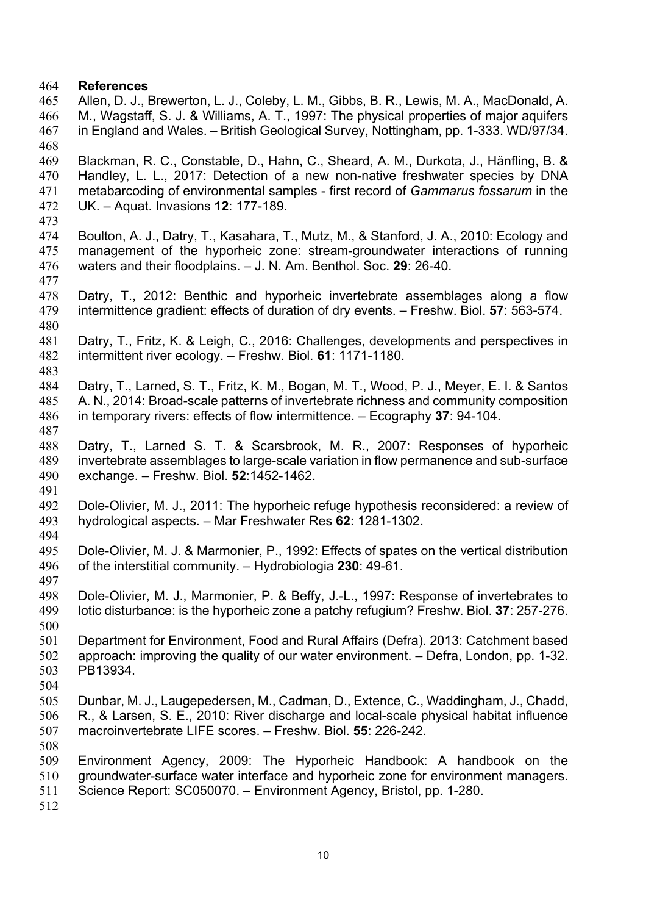## References

Allen, D. J., Brewerton, L. J., Coleby, L. M., Gibbs, B. R., Lewis, M. A., MacDonald, A. M., Wagstaff, S. J. & Williams, A. T., 1997: The physical properties of major aquifers in England and Wales. – British Geological Survey, Nottingham, pp. 1-333. WD/97/34.

Blackman, R. C., Constable, D., Hahn, C., Sheard, A. M., Durkota, J., Hänfling, B. & Handley, L. L., 2017: Detection of a new non-native freshwater species by DNA metabarcoding of environmental samples - first record of *Gammarus fossarum* in the UK. – Aquat. Invasions **12**: 177-189.

Boulton, A. J., Datry, T., Kasahara, T., Mutz, M., & Stanford, J. A., 2010: Ecology and management of the hyporheic zone: stream-groundwater interactions of running waters and their floodplains. – J. N. Am. Benthol. Soc. **29**: 26-40.

Datry, T., 2012: Benthic and hyporheic invertebrate assemblages along a flow intermittence gradient: effects of duration of dry events. – Freshw. Biol. **57**: 563-574.

Datry, T., Fritz, K. & Leigh, C., 2016: Challenges, developments and perspectives in intermittent river ecology. – Freshw. Biol. **61**: 1171-1180.

Datry, T., Larned, S. T., Fritz, K. M., Bogan, M. T., Wood, P. J., Meyer, E. I. & Santos A. N., 2014: Broad-scale patterns of invertebrate richness and community composition in temporary rivers: effects of flow intermittence. – Ecography **37**: 94-104.

Datry, T., Larned S. T. & Scarsbrook, M. R., 2007: Responses of hyporheic invertebrate assemblages to large-scale variation in flow permanence and sub-surface exchange. – Freshw. Biol. **52**:1452-1462.

Dole-Olivier, M. J., 2011: The hyporheic refuge hypothesis reconsidered: a review of hydrological aspects. – Mar Freshwater Res **62**: 1281-1302.

Dole-Olivier, M. J. & Marmonier, P., 1992: Effects of spates on the vertical distribution of the interstitial community. – Hydrobiologia **230**: 49-61.

Dole-Olivier, M. J., Marmonier, P. & Beffy, J.-L., 1997: Response of invertebrates to lotic disturbance: is the hyporheic zone a patchy refugium? Freshw. Biol. **37**: 257-276.

Department for Environment, Food and Rural Affairs (Defra). 2013: Catchment based approach: improving the quality of our water environment. – Defra, London, pp. 1-32. PB13934.

Dunbar, M. J., Laugepedersen, M., Cadman, D., Extence, C., Waddingham, J., Chadd, R., & Larsen, S. E., 2010: River discharge and local-scale physical habitat influence macroinvertebrate LIFE scores. – Freshw. Biol. **55**: 226-242.

Environment Agency, 2009: The Hyporheic Handbook: A handbook on the groundwater-surface water interface and hyporheic zone for environment managers. Science Report: SC050070. – Environment Agency, Bristol, pp. 1-280.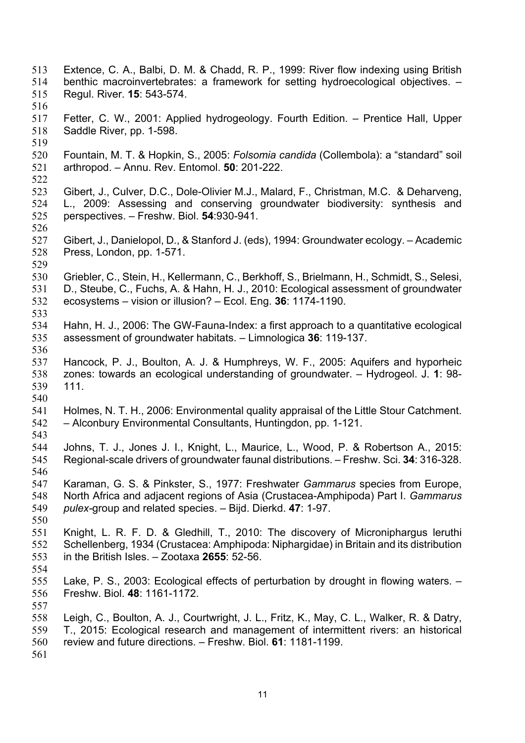Extence, C. A., Balbi, D. M. & Chadd, R. P., 1999: River flow indexing using British benthic macroinvertebrates: a framework for setting hydroecological objectives. – Regul. River. **15**: 543-574.

Fetter, C. W., 2001: Applied hydrogeology. Fourth Edition. – Prentice Hall, Upper Saddle River, pp. 1-598.

Fountain, M. T. & Hopkin, S., 2005: *Folsomia candida* (Collembola): a "standard" soil arthropod. – Annu. Rev. Entomol. **50**: 201-222.

Gibert, J., Culver, D.C., Dole-Olivier M.J., Malard, F., Christman, M.C. & Deharveng, L., 2009: Assessing and conserving groundwater biodiversity: synthesis and perspectives. – Freshw. Biol. **54**:930-941.

Gibert, J., Danielopol, D., & Stanford J. (eds), 1994: Groundwater ecology. – Academic Press, London, pp. 1-571.

Griebler, C., Stein, H., Kellermann, C., Berkhoff, S., Brielmann, H., Schmidt, S., Selesi, D., Steube, C., Fuchs, A. & Hahn, H. J., 2010: Ecological assessment of groundwater ecosystems – vision or illusion? – Ecol. Eng. **36**: 1174-1190.

Hahn, H. J., 2006: The GW-Fauna-Index: a first approach to a quantitative ecological assessment of groundwater habitats. – Limnologica **36**: 119-137.

Hancock, P. J., Boulton, A. J. & Humphreys, W. F., 2005: Aquifers and hyporheic zones: towards an ecological understanding of groundwater. – Hydrogeol. J. **1**: 98-111.

Holmes, N. T. H., 2006: Environmental quality appraisal of the Little Stour Catchment. – Alconbury Environmental Consultants, Huntingdon, pp. 1-121.

Johns, T. J., Jones J. I., Knight, L., Maurice, L., Wood, P. & Robertson A., 2015: Regional-scale drivers of groundwater faunal distributions. – Freshw. Sci. **34**: 316-328.

Karaman, G. S. & Pinkster, S., 1977: Freshwater *Gammarus* species from Europe, North Africa and adjacent regions of Asia (Crustacea-Amphipoda) Part I. *Gammarus pulex*-group and related species. – Bijd. Dierkd. **47**: 1-97.

Knight, L. R. F. D. & Gledhill, T., 2010: The discovery of Microniphargus leruthi Schellenberg, 1934 (Crustacea: Amphipoda: Niphargidae) in Britain and its distribution in the British Isles. – Zootaxa **2655**: 52-56.

Lake, P. S., 2003: Ecological effects of perturbation by drought in flowing waters. – Freshw. Biol. **48**: 1161-1172.

Leigh, C., Boulton, A. J., Courtwright, J. L., Fritz, K., May, C. L., Walker, R. & Datry, T., 2015: Ecological research and management of intermittent rivers: an historical review and future directions. – Freshw. Biol. **61**: 1181-1199.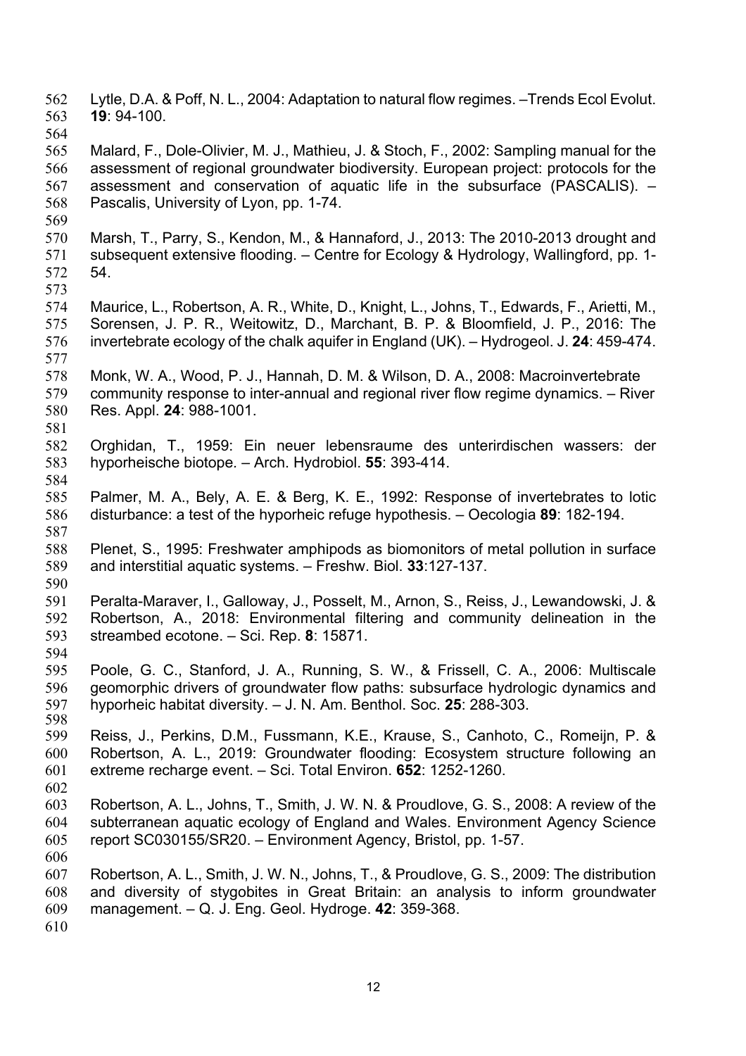Lytle, D.A. & Poff, N. L., 2004: Adaptation to natural flow regimes. –Trends Ecol Evolut. **19**: 94-100.

Malard, F., Dole-Olivier, M. J., Mathieu, J. & Stoch, F., 2002: Sampling manual for the assessment of regional groundwater biodiversity. European project: protocols for the assessment and conservation of aquatic life in the subsurface (PASCALIS). – Pascalis, University of Lyon, pp. 1-74.

Marsh, T., Parry, S., Kendon, M., & Hannaford, J., 2013: The 2010-2013 drought and subsequent extensive flooding. – Centre for Ecology & Hydrology, Wallingford, pp. 1-54.

Maurice, L., Robertson, A. R., White, D., Knight, L., Johns, T., Edwards, F., Arietti, M., Sorensen, J. P. R., Weitowitz, D., Marchant, B. P. & Bloomfield, J. P., 2016: The invertebrate ecology of the chalk aquifer in England (UK). – Hydrogeol. J. **24**: 459-474.

Monk, W. A., Wood, P. J., Hannah, D. M. & Wilson, D. A., 2008: Macroinvertebrate community response to inter-annual and regional river flow regime dynamics. – River Res. Appl. **24**: 988-1001.

Orghidan, T., 1959: Ein neuer lebensraume des unterirdischen wassers: der hyporheische biotope. – Arch. Hydrobiol. **55**: 393-414.

Palmer, M. A., Bely, A. E. & Berg, K. E., 1992: Response of invertebrates to lotic disturbance: a test of the hyporheic refuge hypothesis. – Oecologia **89**: 182-194.

Plenet, S., 1995: Freshwater amphipods as biomonitors of metal pollution in surface and interstitial aquatic systems. – Freshw. Biol. **33**:127-137.

Peralta-Maraver, I., Galloway, J., Posselt, M., Arnon, S., Reiss, J., Lewandowski, J. & Robertson, A., 2018: Environmental filtering and community delineation in the streambed ecotone. – Sci. Rep. **8**: 15871.

Poole, G. C., Stanford, J. A., Running, S. W., & Frissell, C. A., 2006: Multiscale geomorphic drivers of groundwater flow paths: subsurface hydrologic dynamics and hyporheic habitat diversity. – J. N. Am. Benthol. Soc. **25**: 288-303.

Reiss, J., Perkins, D.M., Fussmann, K.E., Krause, S., Canhoto, C., Romeijn, P. & Robertson, A. L., 2019: Groundwater flooding: Ecosystem structure following an extreme recharge event. – Sci. Total Environ. **652**: 1252-1260.

Robertson, A. L., Johns, T., Smith, J. W. N. & Proudlove, G. S., 2008: A review of the subterranean aquatic ecology of England and Wales. Environment Agency Science report SC030155/SR20. – Environment Agency, Bristol, pp. 1-57.

Robertson, A. L., Smith, J. W. N., Johns, T., & Proudlove, G. S., 2009: The distribution and diversity of stygobites in Great Britain: an analysis to inform groundwater management. – Q. J. Eng. Geol. Hydroge. **42**: 359-368.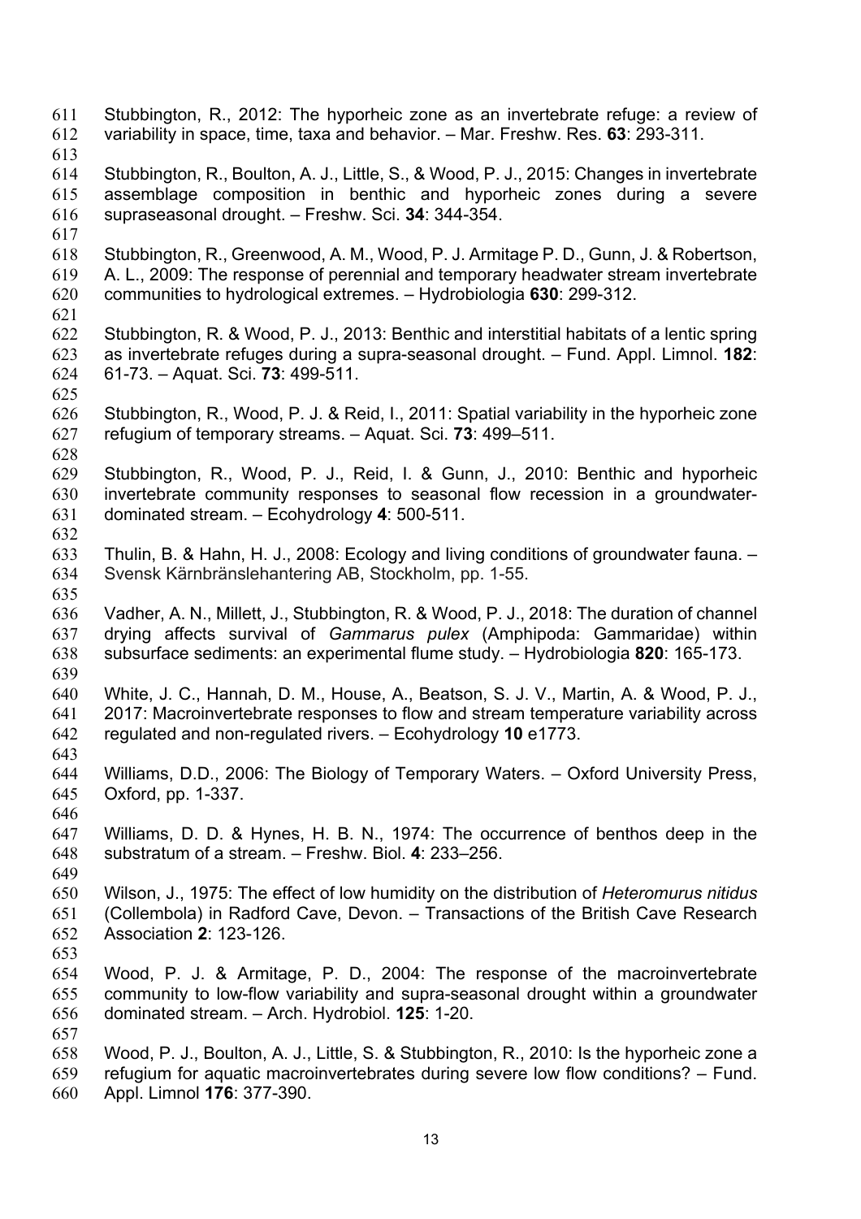Stubbington, R., 2012: The hyporheic zone as an invertebrate refuge: a review of variability in space, time, taxa and behavior. – Mar. Freshw. Res. **63**: 293-311.

Stubbington, R., Boulton, A. J., Little, S., & Wood, P. J., 2015: Changes in invertebrate assemblage composition in benthic and hyporheic zones during a severe supraseasonal drought. – Freshw. Sci. **34**: 344-354.

Stubbington, R., Greenwood, A. M., Wood, P. J. Armitage P. D., Gunn, J. & Robertson, A. L., 2009: The response of perennial and temporary headwater stream invertebrate communities to hydrological extremes. – Hydrobiologia **630**: 299-312.

Stubbington, R. & Wood, P. J., 2013: Benthic and interstitial habitats of a lentic spring as invertebrate refuges during a supra-seasonal drought. – Fund. Appl. Limnol. **182**: 61-73. – Aquat. Sci. **73**: 499-511.

Stubbington, R., Wood, P. J. & Reid, I., 2011: Spatial variability in the hyporheic zone refugium of temporary streams. – Aquat. Sci. **73**: 499–511.

Stubbington, R., Wood, P. J., Reid, I. & Gunn, J., 2010: Benthic and hyporheic invertebrate community responses to seasonal flow recession in a groundwater-dominated stream. – Ecohydrology **4**: 500-511.

Thulin, B. & Hahn, H. J., 2008: Ecology and living conditions of groundwater fauna. – Svensk Kärnbränslehantering AB, Stockholm, pp. 1-55.

Vadher, A. N., Millett, J., Stubbington, R. & Wood, P. J., 2018: The duration of channel drying affects survival of *Gammarus pulex* (Amphipoda: Gammaridae) within subsurface sediments: an experimental flume study. – Hydrobiologia **820**: 165-173.

White, J. C., Hannah, D. M., House, A., Beatson, S. J. V., Martin, A. & Wood, P. J., 2017: Macroinvertebrate responses to flow and stream temperature variability across regulated and non-regulated rivers. – Ecohydrology **10** e1773.

Williams, D.D., 2006: The Biology of Temporary Waters. – Oxford University Press, Oxford, pp. 1-337.

Williams, D. D. & Hynes, H. B. N., 1974: The occurrence of benthos deep in the substratum of a stream. – Freshw. Biol. **4**: 233–256.

Wilson, J., 1975: The effect of low humidity on the distribution of *Heteromurus nitidus* (Collembola) in Radford Cave, Devon. – Transactions of the British Cave Research Association **2**: 123-126.

Wood, P. J. & Armitage, P. D., 2004: The response of the macroinvertebrate community to low-flow variability and supra-seasonal drought within a groundwater dominated stream. – Arch. Hydrobiol. **125**: 1-20.

Wood, P. J., Boulton, A. J., Little, S. & Stubbington, R., 2010: Is the hyporheic zone a refugium for aquatic macroinvertebrates during severe low flow conditions? – Fund. Appl. Limnol **176**: 377-390.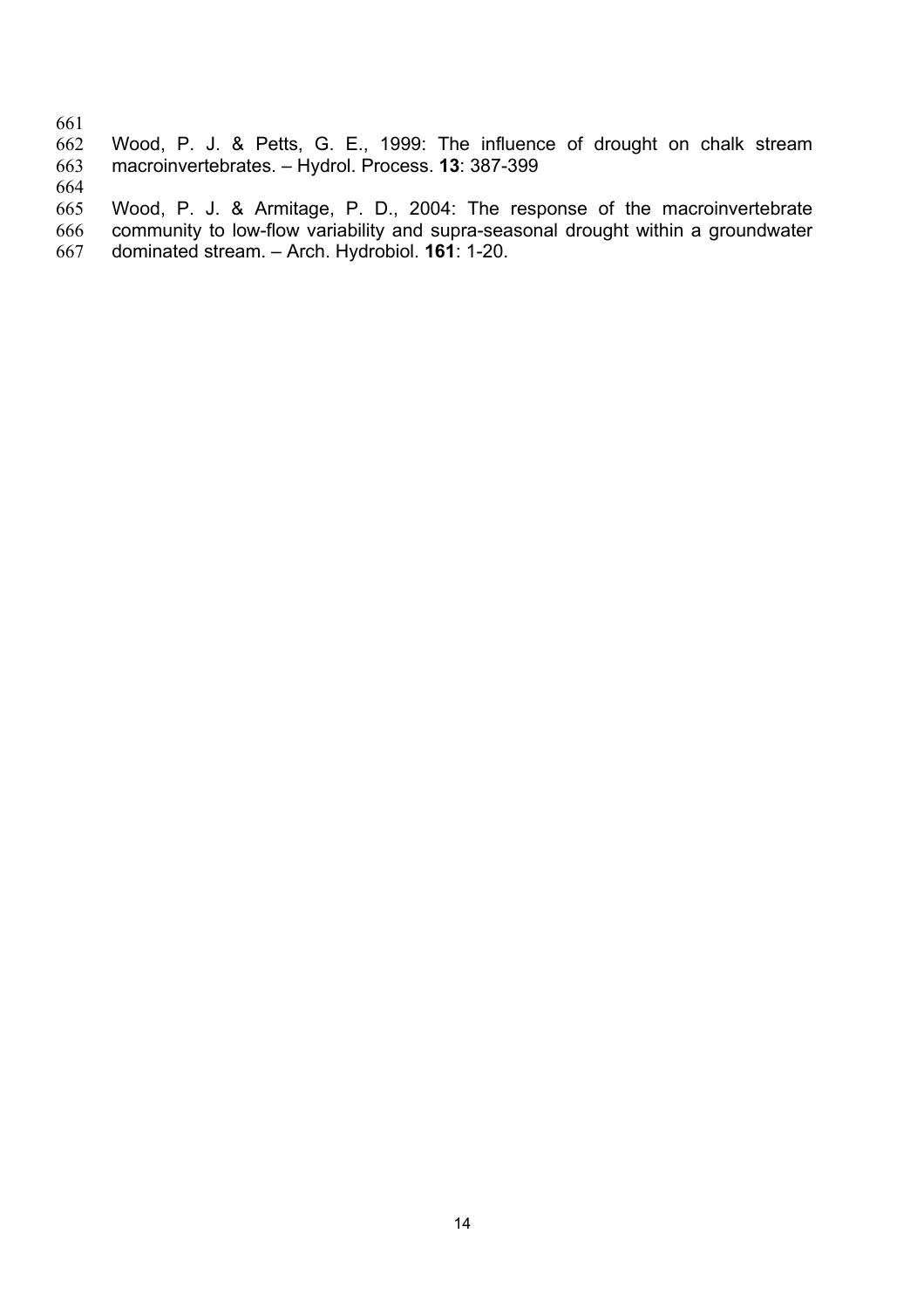Wood, P. J. & Petts, G. E., 1999: The influence of drought on chalk stream macroinvertebrates. – Hydrol. Process. **13**: 387-399

Wood, P. J. & Armitage, P. D., 2004: The response of the macroinvertebrate community to low-flow variability and supra-seasonal drought within a groundwater dominated stream. – Arch. Hydrobiol. **161**: 1-20.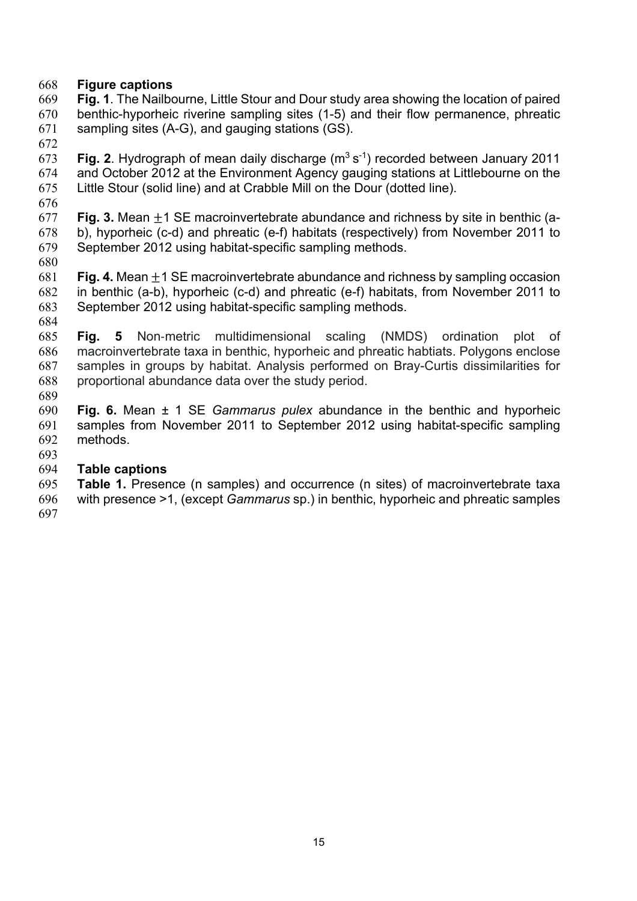## Figure captions

**Fig. 1**. The Nailbourne, Little Stour and Dour study area showing the location of paired benthic-hyporheic riverine sampling sites (1-5) and their flow permanence, phreatic sampling sites (A-G), and gauging stations (GS).

**Fig. 2**. Hydrograph of mean daily discharge ($m^3 s^{-1}$) recorded between January 2011 and October 2012 at the Environment Agency gauging stations at Littlebourne on the Little Stour (solid line) and at Crabble Mill on the Dour (dotted line).

**Fig. 3.** Mean $\pm$1 SE macroinvertebrate abundance and richness by site in benthic (a-b), hyporheic (c-d) and phreatic (e-f) habitats (respectively) from November 2011 to September 2012 using habitat-specific sampling methods.

**Fig. 4.** Mean $\pm$1 SE macroinvertebrate abundance and richness by sampling occasion in benthic (a-b), hyporheic (c-d) and phreatic (e-f) habitats, from November 2011 to September 2012 using habitat-specific sampling methods.

**Fig. 5** Non-metric multidimensional scaling (NMDS) ordination plot of macroinvertebrate taxa in benthic, hyporheic and phreatic habtiats. Polygons enclose samples in groups by habitat. Analysis performed on Bray-Curtis dissimilarities for proportional abundance data over the study period.

**Fig. 6.** Mean ± 1 SE *Gammarus pulex* abundance in the benthic and hyporheic samples from November 2011 to September 2012 using habitat-specific sampling methods.

## Table captions

**Table 1.** Presence (n samples) and occurrence (n sites) of macroinvertebrate taxa with presence >1, (except *Gammarus* sp.) in benthic, hyporheic and phreatic samples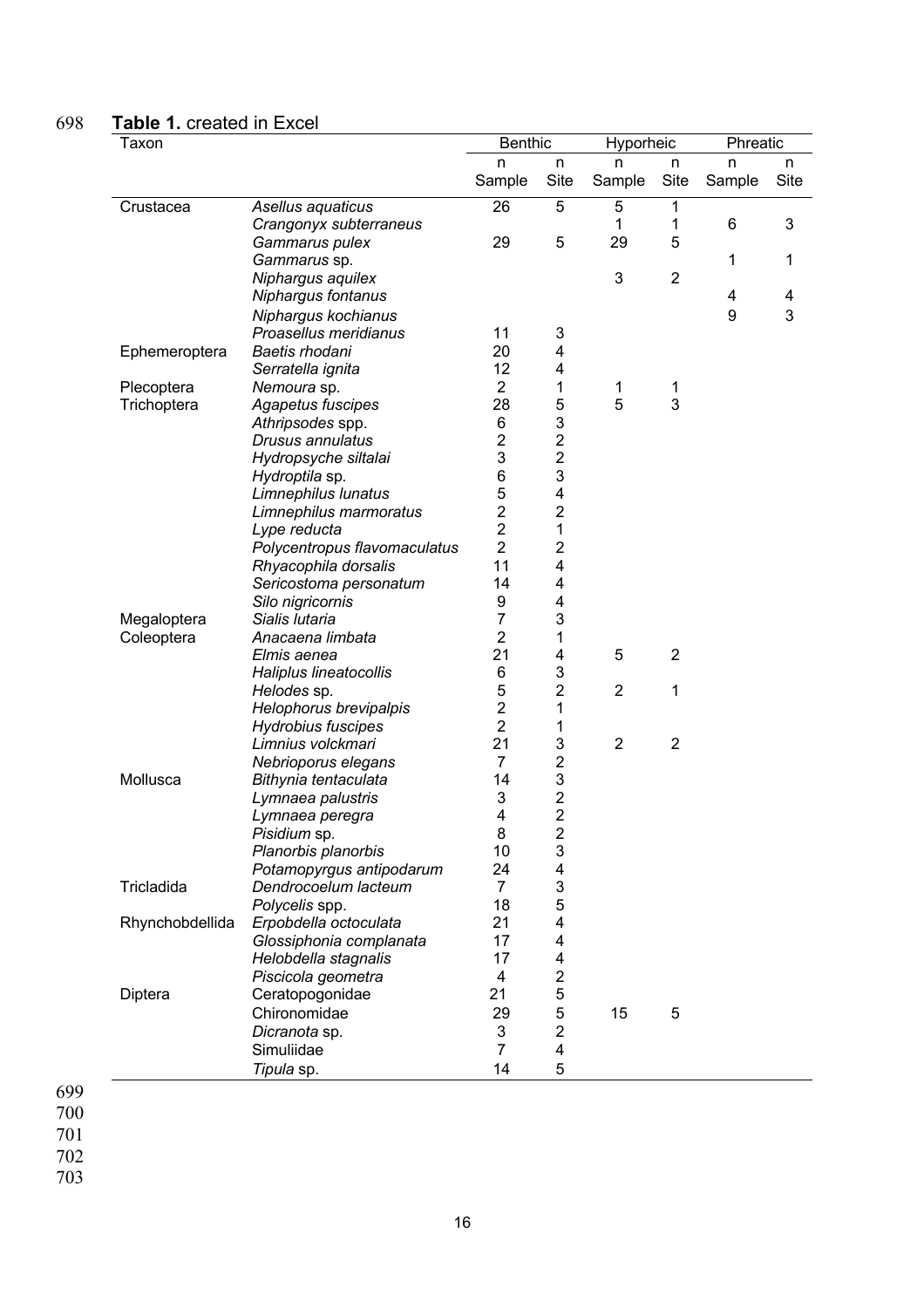**Table 1.** created in Excel

| Taxon | | Benthic | | Hyporheic | | Phreatic | |
|---|---|---|---|---|---|---|---|
| | | n Sample | n Site | n Sample | n Site | n Sample | n Site |
| Crustacea | *Asellus aquaticus* | 26 | 5 | 5 | 1 | | |
| | *Crangonyx subterraneus* | | | 1 | 1 | 6 | 3 |
| | *Gammarus pulex* | 29 | 5 | 29 | 5 | | |
| | *Gammarus* sp. | | | | | 1 | 1 |
| | *Niphargus aquilex* | | | 3 | 2 | | |
| | *Niphargus fontanus* | | | | | 4 | 4 |
| | *Niphargus kochianus* | | | | | 9 | 3 |
| | *Proasellus meridianus* | 11 | 3 | | | | |
| Ephemeroptera | *Baetis rhodani* | 20 | 4 | | | | |
| | *Serratella ignita* | 12 | 4 | | | | |
| Plecoptera | *Nemoura* sp. | 2 | 1 | 1 | 1 | | |
| Trichoptera | *Agapetus fuscipes* | 28 | 5 | 5 | 3 | | |
| | *Athripsodes* spp. | 6 | 3 | | | | |
| | *Drusus annulatus* | 2 | 2 | | | | |
| | *Hydropsyche siltalai* | 3 | 2 | | | | |
| | *Hydroptila* sp. | 6 | 3 | | | | |
| | *Limnephilus lunatus* | 5 | 4 | | | | |
| | *Limnephilus marmoratus* | 2 | 2 | | | | |
| | *Lype reducta* | 2 | 1 | | | | |
| | *Polycentropus flavomaculatus* | 2 | 2 | | | | |
| | *Rhyacophila dorsalis* | 11 | 4 | | | | |
| | *Sericostoma personatum* | 14 | 4 | | | | |
| | *Silo nigricornis* | 9 | 4 | | | | |
| Megaloptera | *Sialis lutaria* | 7 | 3 | | | | |
| Coleoptera | *Anacaena limbata* | 2 | 1 | | | | |
| | *Elmis aenea* | 21 | 4 | 5 | 2 | | |
| | *Haliplus lineatocollis* | 6 | 3 | | | | |
| | *Helodes* sp. | 5 | 2 | 2 | 1 | | |
| | *Helophorus brevipalpis* | 2 | 1 | | | | |
| | *Hydrobius fuscipes* | 2 | 1 | | | | |
| | *Limnius volckmari* | 21 | 3 | 2 | 2 | | |
| | *Nebrioporus elegans* | 7 | 2 | | | | |
| Mollusca | *Bithynia tentaculata* | 14 | 3 | | | | |
| | *Lymnaea palustris* | 3 | 2 | | | | |
| | *Lymnaea peregra* | 4 | 2 | | | | |
| | *Pisidium* sp. | 8 | 2 | | | | |
| | *Planorbis planorbis* | 10 | 3 | | | | |
| | *Potamopyrgus antipodarum* | 24 | 4 | | | | |
| Tricladida | *Dendrocoelum lacteum* | 7 | 3 | | | | |
| | *Polycelis* spp. | 18 | 5 | | | | |
| Rhynchobdellida | *Erpobdella octoculata* | 21 | 4 | | | | |
| | *Glossiphonia complanata* | 17 | 4 | | | | |
| | *Helobdella stagnalis* | 17 | 4 | | | | |
| | *Piscicola geometra* | 4 | 2 | | | | |
| Diptera | Ceratopogonidae | 21 | 5 | | | | |
| | Chironomidae | 29 | 5 | 15 | 5 | | |
| | *Dicranota* sp. | 3 | 2 | | | | |
| | Simuliidae | 7 | 4 | | | | |
| | *Tipula* sp. | 14 | 5 | | | | |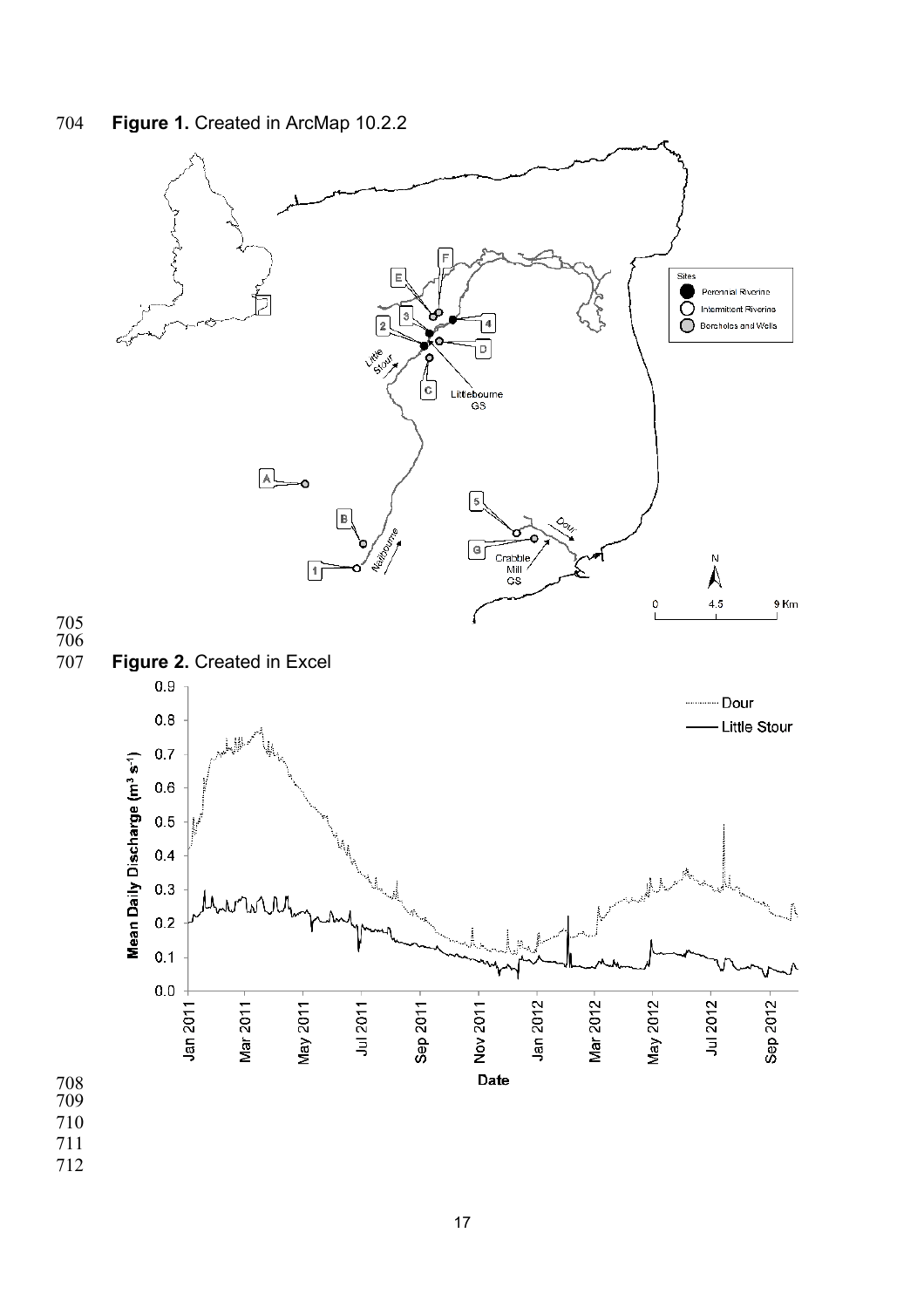**Figure 1.** Created in ArcMap 10.2.2

**Figure 2.** Created in Excel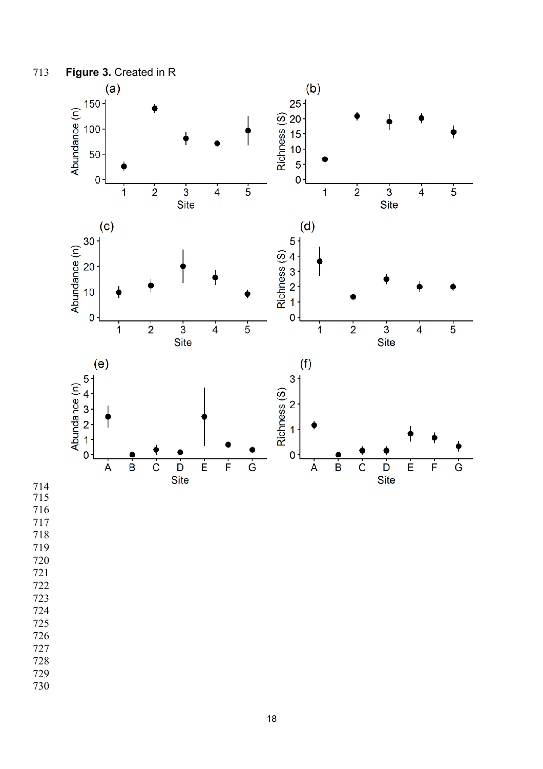**Figure 3.** Created in R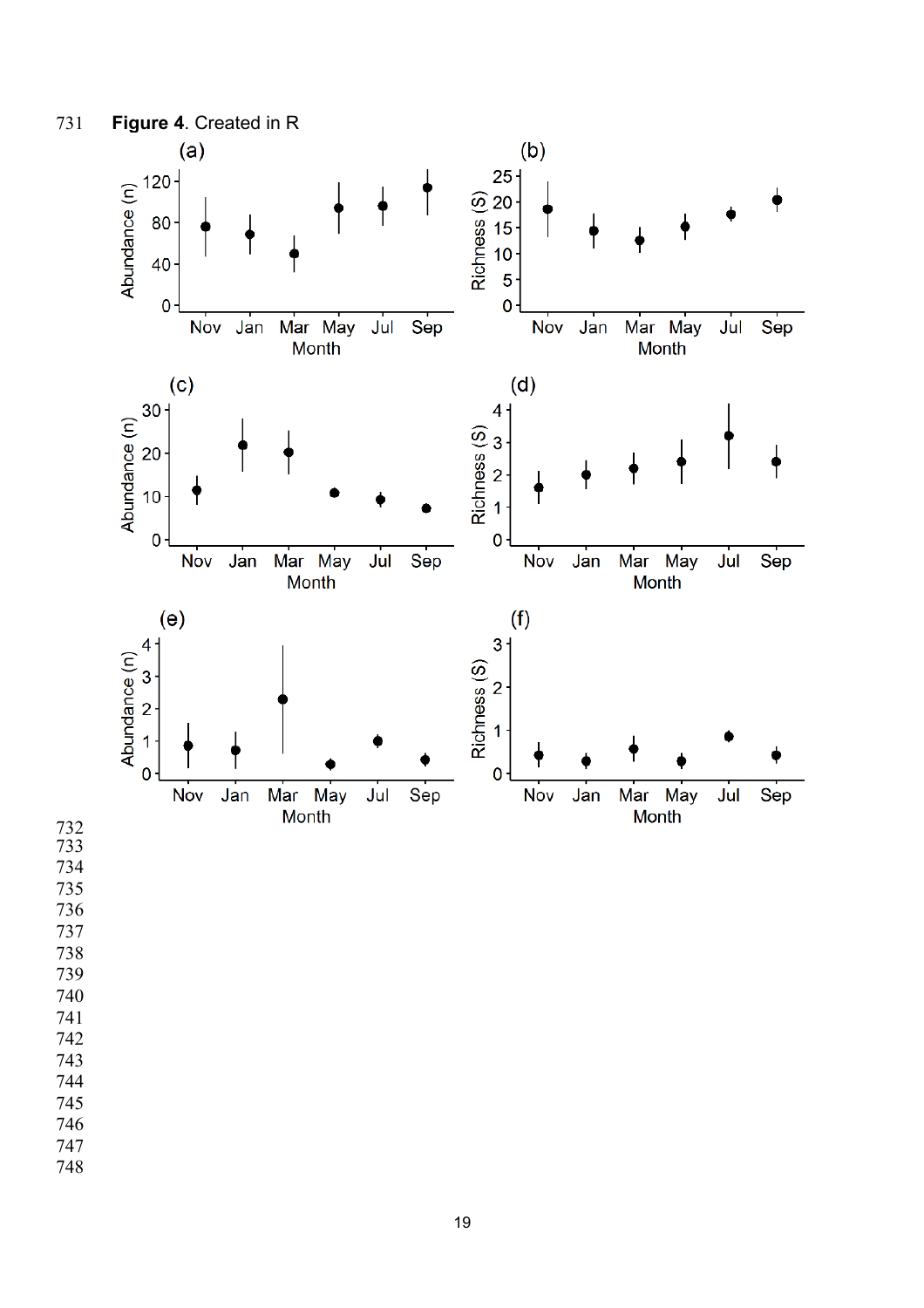**Figure 4**. Created in R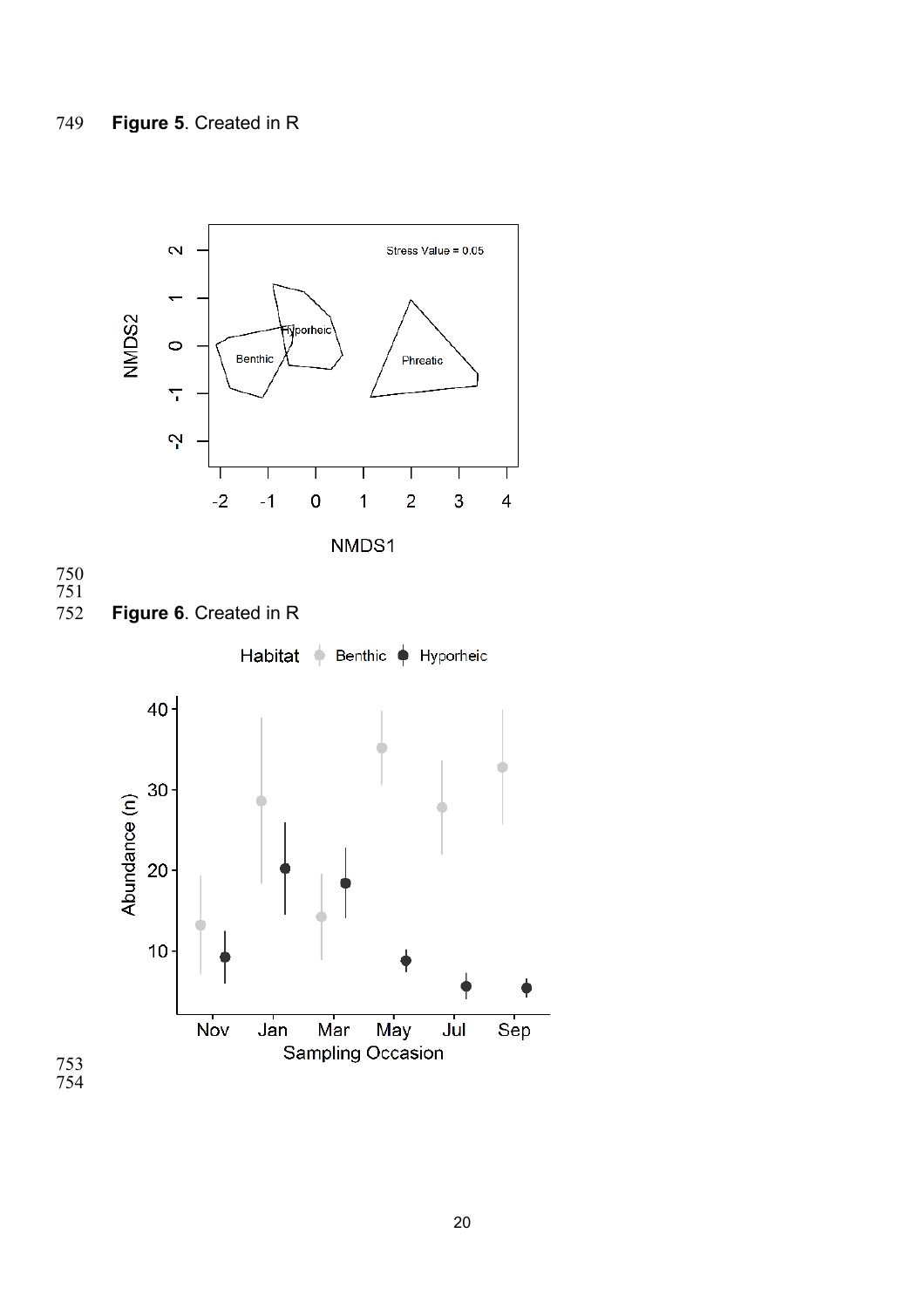**Figure 5**. Created in R

**Figure 6**. Created in R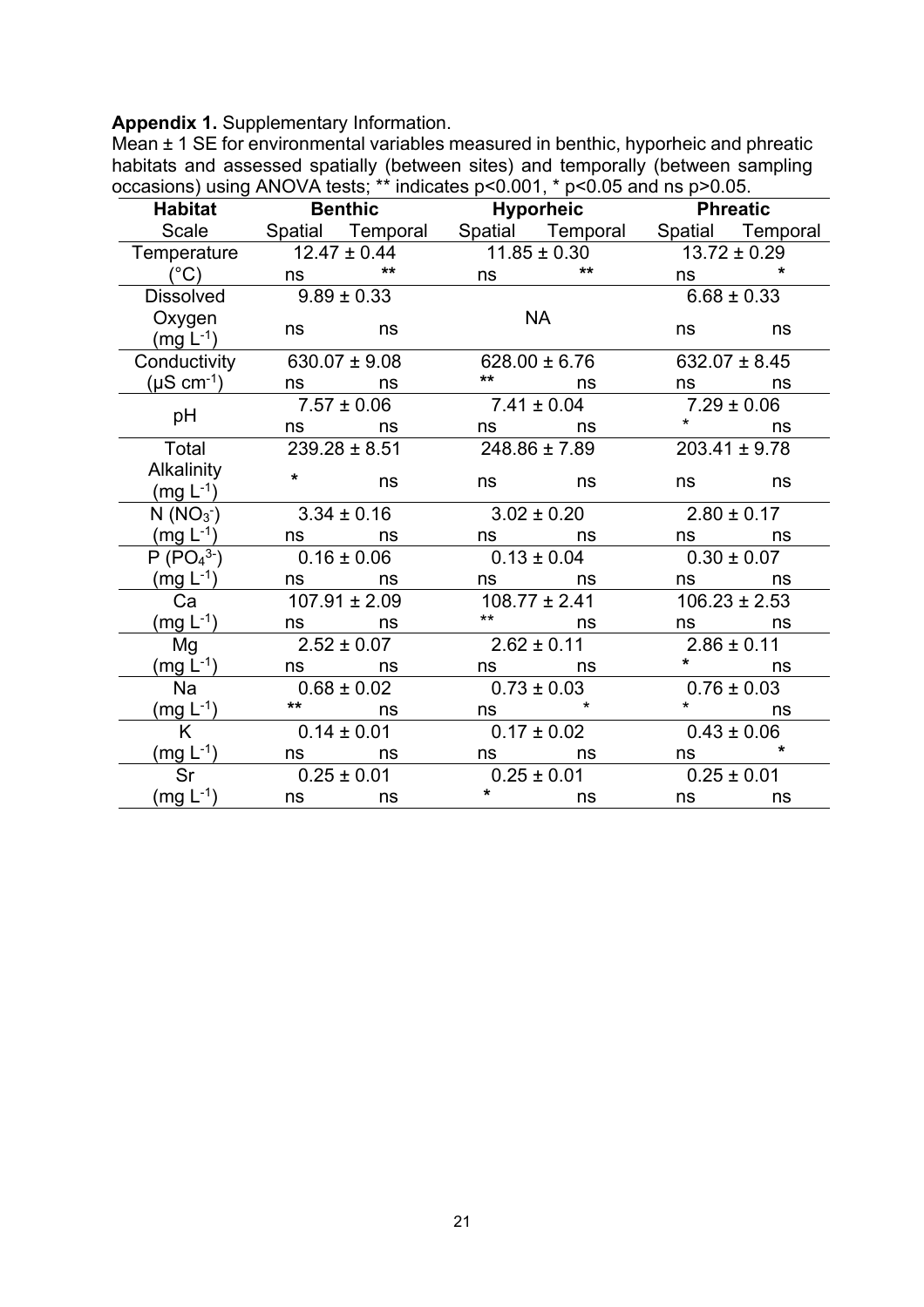**Appendix 1.** Supplementary Information.

Mean ± 1 SE for environmental variables measured in benthic, hyporheic and phreatic habitats and assessed spatially (between sites) and temporally (between sampling occasions) using ANOVA tests; ** indicates $p<0.001$, * $p<0.05$ and ns $p>0.05$.

| **Habitat** | **Benthic** | | **Hyporheic** | | **Phreatic** | |
|---|---|---|---|---|---|---|
| Scale | Spatial | Temporal | Spatial | Temporal | Spatial | Temporal |
| Temperature | 12.47 ± 0.44 | | 11.85 ± 0.30 | | 13.72 ± 0.29 | |
| (°C) | ns | ** | ns | ** | ns | * |
| Dissolved Oxygen | 9.89 ± 0.33 | | NA | | 6.68 ± 0.33 | |
| ($mg\ L^{-1}$) | ns | ns | | | ns | ns |
| Conductivity | 630.07 ± 9.08 | | 628.00 ± 6.76 | | 632.07 ± 8.45 | |
| ($\mu S\ cm^{-1}$) | ns | ns | ** | ns | ns | ns |
| pH | 7.57 ± 0.06 | | 7.41 ± 0.04 | | 7.29 ± 0.06 | |
| | ns | ns | ns | ns | * | ns |
| Total Alkalinity | 239.28 ± 8.51 | | 248.86 ± 7.89 | | 203.41 ± 9.78 | |
| ($mg\ L^{-1}$) | * | ns | ns | ns | ns | ns |
| N ($NO_3^-$) | 3.34 ± 0.16 | | 3.02 ± 0.20 | | 2.80 ± 0.17 | |
| ($mg\ L^{-1}$) | ns | ns | ns | ns | ns | ns |
| P ($PO_4^{3-}$) | 0.16 ± 0.06 | | 0.13 ± 0.04 | | 0.30 ± 0.07 | |
| ($mg\ L^{-1}$) | ns | ns | ns | ns | ns | ns |
| Ca | 107.91 ± 2.09 | | 108.77 ± 2.41 | | 106.23 ± 2.53 | |
| ($mg\ L^{-1}$) | ns | ns | ** | ns | ns | ns |
| Mg | 2.52 ± 0.07 | | 2.62 ± 0.11 | | 2.86 ± 0.11 | |
| ($mg\ L^{-1}$) | ns | ns | ns | ns | * | ns |
| Na | 0.68 ± 0.02 | | 0.73 ± 0.03 | | 0.76 ± 0.03 | |
| ($mg\ L^{-1}$) | ** | ns | ns | * | * | ns |
| K | 0.14 ± 0.01 | | 0.17 ± 0.02 | | 0.43 ± 0.06 | |
| ($mg\ L^{-1}$) | ns | ns | ns | ns | ns | * |
| Sr | 0.25 ± 0.01 | | 0.25 ± 0.01 | | 0.25 ± 0.01 | |
| ($mg\ L^{-1}$) | ns | ns | * | ns | ns | ns |